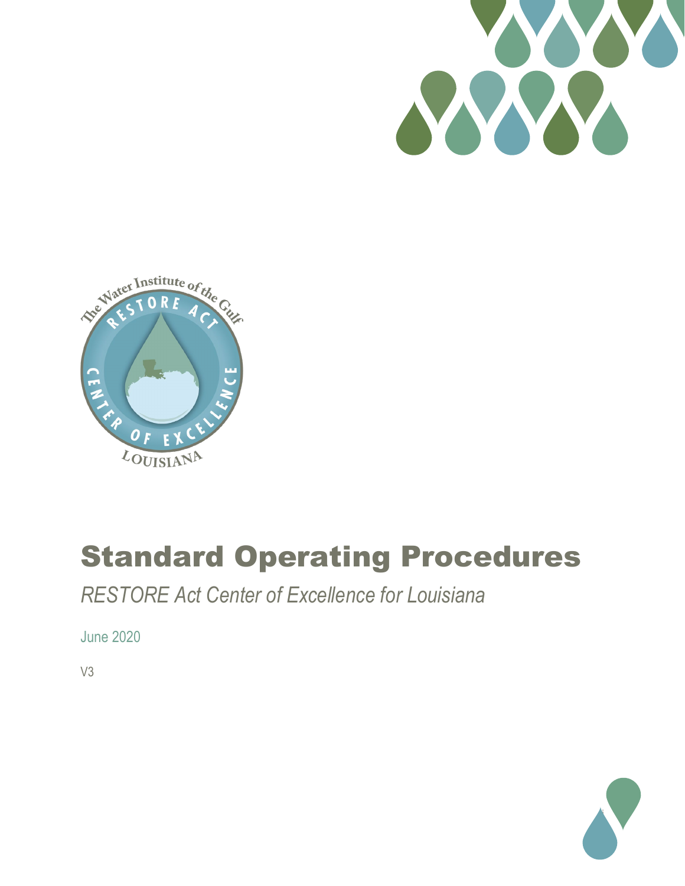# Standard Operating Procedures

*RESTORE Act Center of Excellence for Louisiana*

June 2020

V3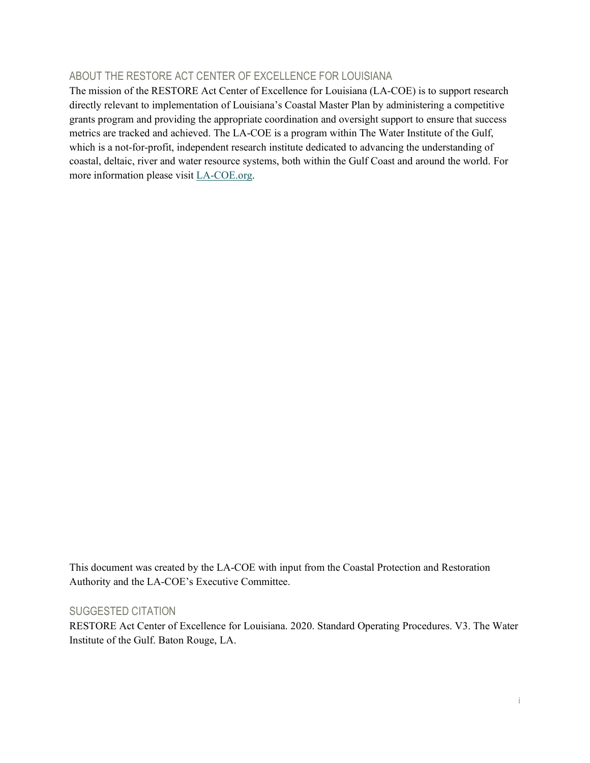## ABOUT THE RESTORE ACT CENTER OF EXCELLENCE FOR LOUISIANA

The mission of the RESTORE Act Center of Excellence for Louisiana (LA-COE) is to support research directly relevant to implementation of Louisiana's Coastal Master Plan by administering a competitive grants program and providing the appropriate coordination and oversight support to ensure that success metrics are tracked and achieved. The LA-COE is a program within The Water Institute of the Gulf, which is a not-for-profit, independent research institute dedicated to advancing the understanding of coastal, deltaic, river and water resource systems, both within the Gulf Coast and around the world. For more information please visit [LA-COE.org](LA-COE.org).

This document was created by the LA-COE with input from the Coastal Protection and Restoration Authority and the LA-COE's Executive Committee.

## SUGGESTED CITATION

RESTORE Act Center of Excellence for Louisiana. 2020. Standard Operating Procedures. V3. The Water Institute of the Gulf. Baton Rouge, LA.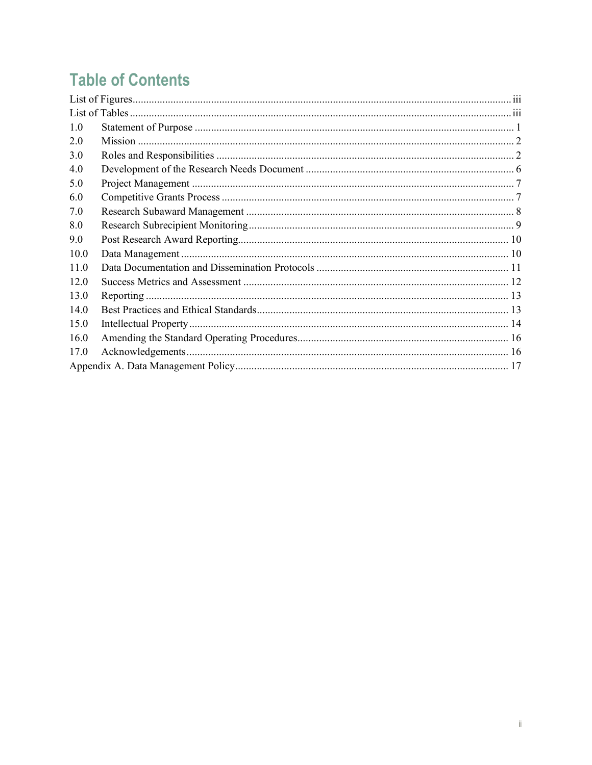# Table of Contents

| | | |
|---|---|---|
| List of Figures | | iii |
| List of Tables | | iii |
| 1.0 | Statement of Purpose | 1 |
| 2.0 | Mission | 2 |
| 3.0 | Roles and Responsibilities | 2 |
| 4.0 | Development of the Research Needs Document | 6 |
| 5.0 | Project Management | 7 |
| 6.0 | Competitive Grants Process | 7 |
| 7.0 | Research Subaward Management | 8 |
| 8.0 | Research Subrecipient Monitoring | 9 |
| 9.0 | Post Research Award Reporting | 10 |
| 10.0 | Data Management | 10 |
| 11.0 | Data Documentation and Dissemination Protocols | 11 |
| 12.0 | Success Metrics and Assessment | 12 |
| 13.0 | Reporting | 13 |
| 14.0 | Best Practices and Ethical Standards | 13 |
| 15.0 | Intellectual Property | 14 |
| 16.0 | Amending the Standard Operating Procedures | 16 |
| 17.0 | Acknowledgements | 16 |
| Appendix A. Data Management Policy | | 17 |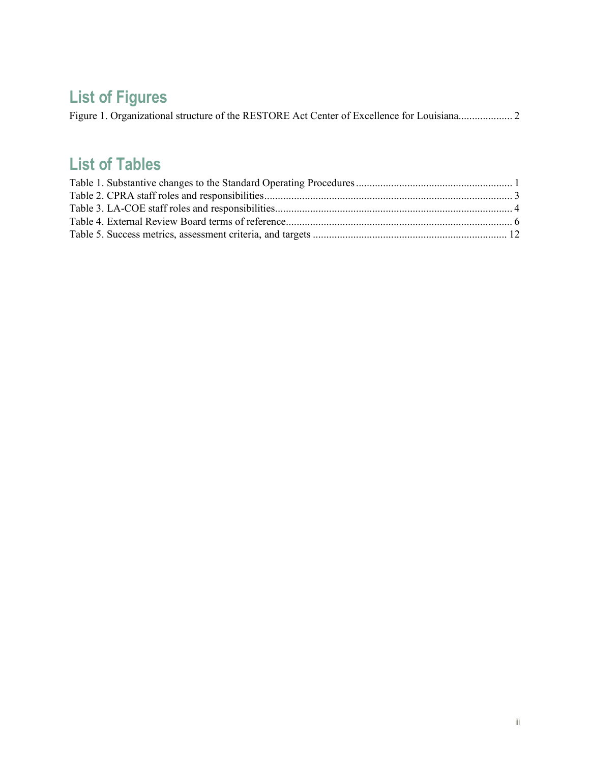## List of Figures

Figure 1. Organizational structure of the RESTORE Act Center of Excellence for Louisiana.................... 2

## List of Tables

Table 1. Substantive changes to the Standard Operating Procedures .......................................................... 1
Table 2. CPRA staff roles and responsibilities............................................................................................ 3
Table 3. LA-COE staff roles and responsibilities........................................................................................ 4
Table 4. External Review Board terms of reference.................................................................................... 6
Table 5. Success metrics, assessment criteria, and targets ....................................................................... 12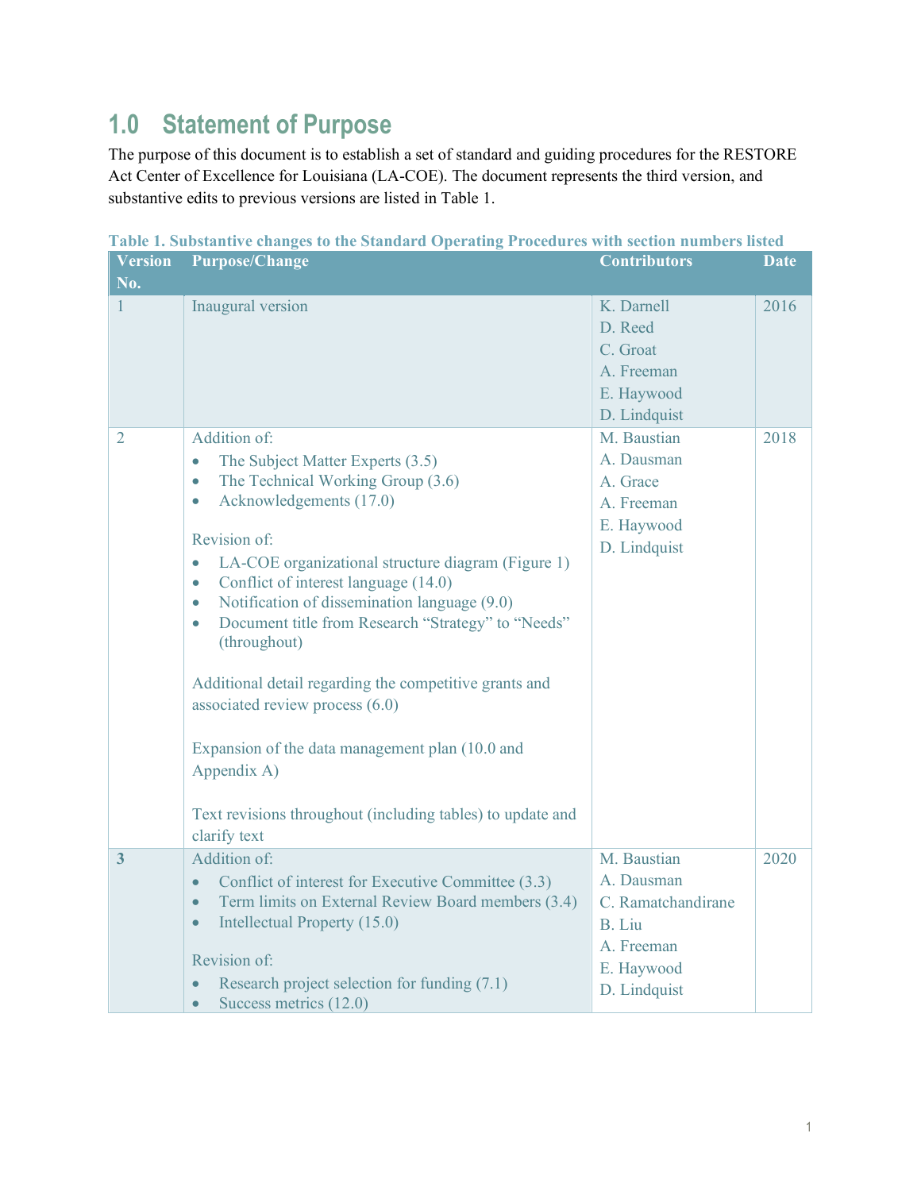## 1.0 Statement of Purpose

The purpose of this document is to establish a set of standard and guiding procedures for the RESTORE Act Center of Excellence for Louisiana (LA-COE). The document represents the third version, and substantive edits to previous versions are listed in Table 1.

**Table 1. Substantive changes to the Standard Operating Procedures with section numbers listed**

| Version No. | Purpose/Change | Contributors | Date |
|---|---|---|---|
| 1 | Inaugural version | K. Darnell<br>D. Reed<br>C. Groat<br>A. Freeman<br>E. Haywood<br>D. Lindquist | 2016 |
| 2 | Addition of:<br>• The Subject Matter Experts (3.5)<br>• The Technical Working Group (3.6)<br>• Acknowledgements (17.0)<br><br>Revision of:<br>• LA-COE organizational structure diagram (Figure 1)<br>• Conflict of interest language (14.0)<br>• Notification of dissemination language (9.0)<br>• Document title from Research "Strategy" to "Needs" (throughout)<br><br>Additional detail regarding the competitive grants and associated review process (6.0)<br><br>Expansion of the data management plan (10.0 and Appendix A)<br><br>Text revisions throughout (including tables) to update and clarify text | M. Baustian<br>A. Dausman<br>A. Grace<br>A. Freeman<br>E. Haywood<br>D. Lindquist | 2018 |
| **3** | Addition of:<br>• Conflict of interest for Executive Committee (3.3)<br>• Term limits on External Review Board members (3.4)<br>• Intellectual Property (15.0)<br><br>Revision of:<br>• Research project selection for funding (7.1)<br>• Success metrics (12.0) | M. Baustian<br>A. Dausman<br>C. Ramatchandirane<br>B. Liu<br>A. Freeman<br>E. Haywood<br>D. Lindquist | 2020 |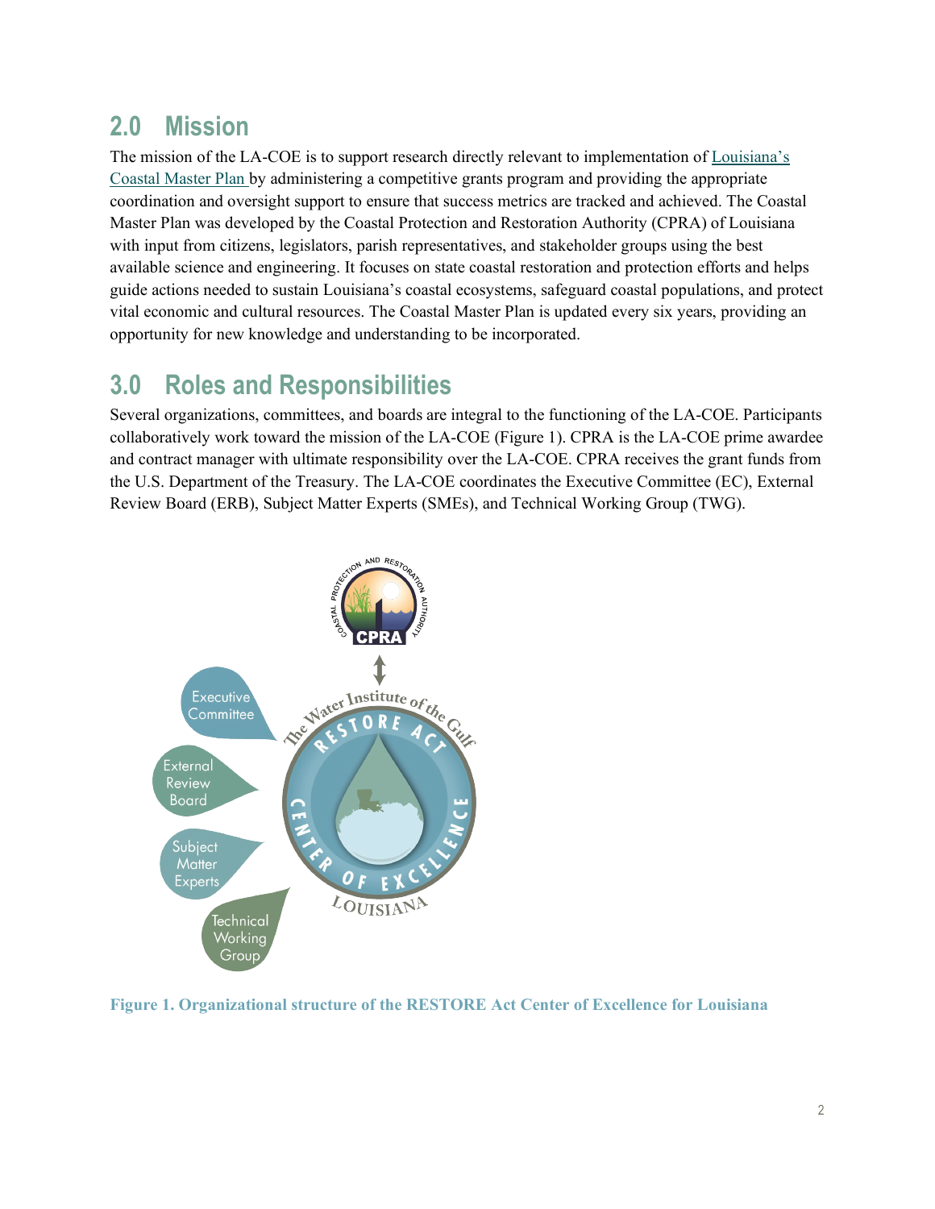## 2.0 Mission

The mission of the LA-COE is to support research directly relevant to implementation of Louisiana's Coastal Master Plan by administering a competitive grants program and providing the appropriate coordination and oversight support to ensure that success metrics are tracked and achieved. The Coastal Master Plan was developed by the Coastal Protection and Restoration Authority (CPRA) of Louisiana with input from citizens, legislators, parish representatives, and stakeholder groups using the best available science and engineering. It focuses on state coastal restoration and protection efforts and helps guide actions needed to sustain Louisiana's coastal ecosystems, safeguard coastal populations, and protect vital economic and cultural resources. The Coastal Master Plan is updated every six years, providing an opportunity for new knowledge and understanding to be incorporated.

## 3.0 Roles and Responsibilities

Several organizations, committees, and boards are integral to the functioning of the LA-COE. Participants collaboratively work toward the mission of the LA-COE (Figure 1). CPRA is the LA-COE prime awardee and contract manager with ultimate responsibility over the LA-COE. CPRA receives the grant funds from the U.S. Department of the Treasury. The LA-COE coordinates the Executive Committee (EC), External Review Board (ERB), Subject Matter Experts (SMEs), and Technical Working Group (TWG).

**Figure 1. Organizational structure of the RESTORE Act Center of Excellence for Louisiana**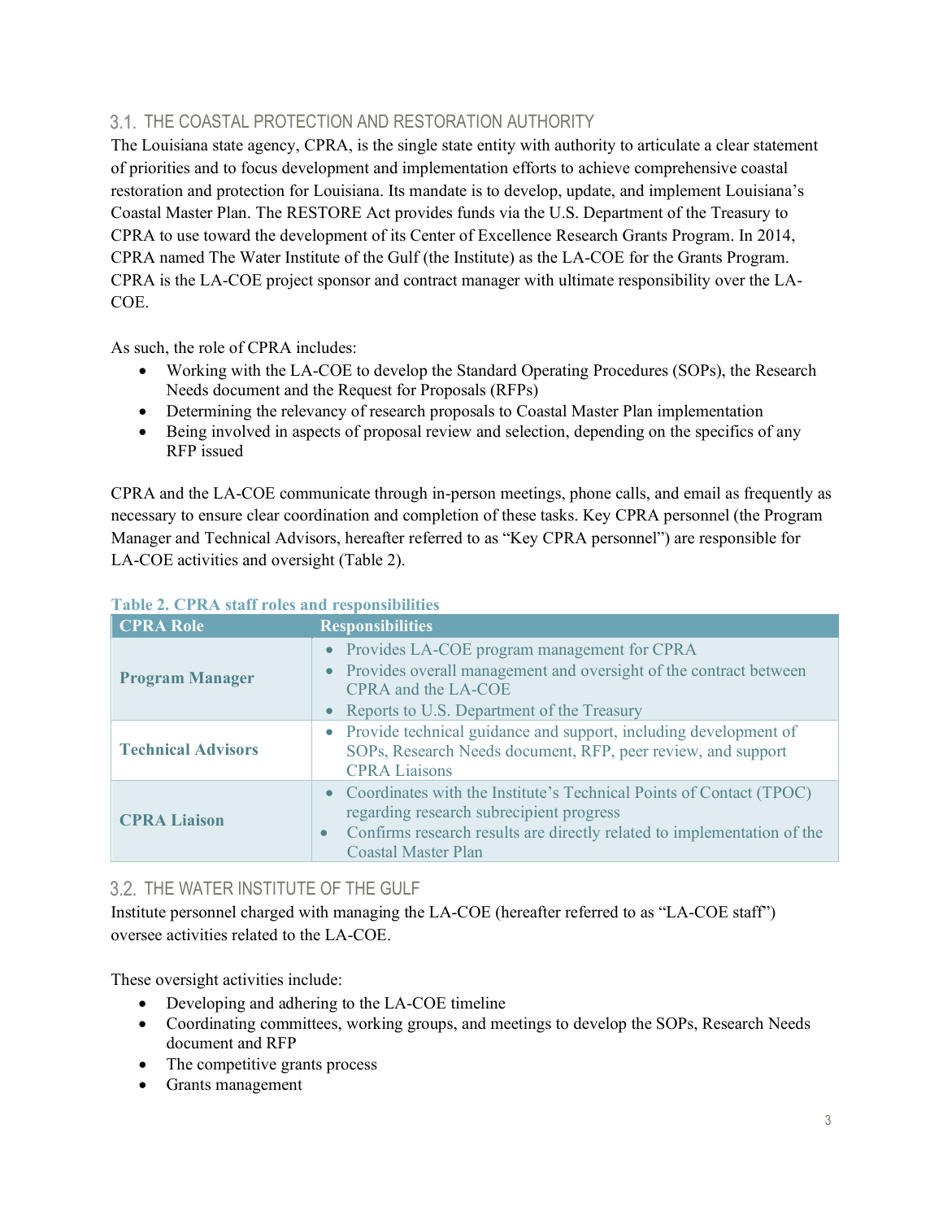## 3.1. THE COASTAL PROTECTION AND RESTORATION AUTHORITY

The Louisiana state agency, CPRA, is the single state entity with authority to articulate a clear statement of priorities and to focus development and implementation efforts to achieve comprehensive coastal restoration and protection for Louisiana. Its mandate is to develop, update, and implement Louisiana's Coastal Master Plan. The RESTORE Act provides funds via the U.S. Department of the Treasury to CPRA to use toward the development of its Center of Excellence Research Grants Program. In 2014, CPRA named The Water Institute of the Gulf (the Institute) as the LA-COE for the Grants Program. CPRA is the LA-COE project sponsor and contract manager with ultimate responsibility over the LA-COE.

As such, the role of CPRA includes:

- Working with the LA-COE to develop the Standard Operating Procedures (SOPs), the Research Needs document and the Request for Proposals (RFPs)
- Determining the relevancy of research proposals to Coastal Master Plan implementation
- Being involved in aspects of proposal review and selection, depending on the specifics of any RFP issued

CPRA and the LA-COE communicate through in-person meetings, phone calls, and email as frequently as necessary to ensure clear coordination and completion of these tasks. Key CPRA personnel (the Program Manager and Technical Advisors, hereafter referred to as "Key CPRA personnel") are responsible for LA-COE activities and oversight (Table 2).

**Table 2. CPRA staff roles and responsibilities**

| CPRA Role | Responsibilities |
|---|---|
| **Program Manager** | • Provides LA-COE program management for CPRA<br>• Provides overall management and oversight of the contract between CPRA and the LA-COE<br>• Reports to U.S. Department of the Treasury |
| **Technical Advisors** | • Provide technical guidance and support, including development of SOPs, Research Needs document, RFP, peer review, and support CPRA Liaisons |
| **CPRA Liaison** | • Coordinates with the Institute's Technical Points of Contact (TPOC) regarding research subrecipient progress<br>• Confirms research results are directly related to implementation of the Coastal Master Plan |

## 3.2. THE WATER INSTITUTE OF THE GULF

Institute personnel charged with managing the LA-COE (hereafter referred to as "LA-COE staff") oversee activities related to the LA-COE.

These oversight activities include:

- Developing and adhering to the LA-COE timeline
- Coordinating committees, working groups, and meetings to develop the SOPs, Research Needs document and RFP
- The competitive grants process
- Grants management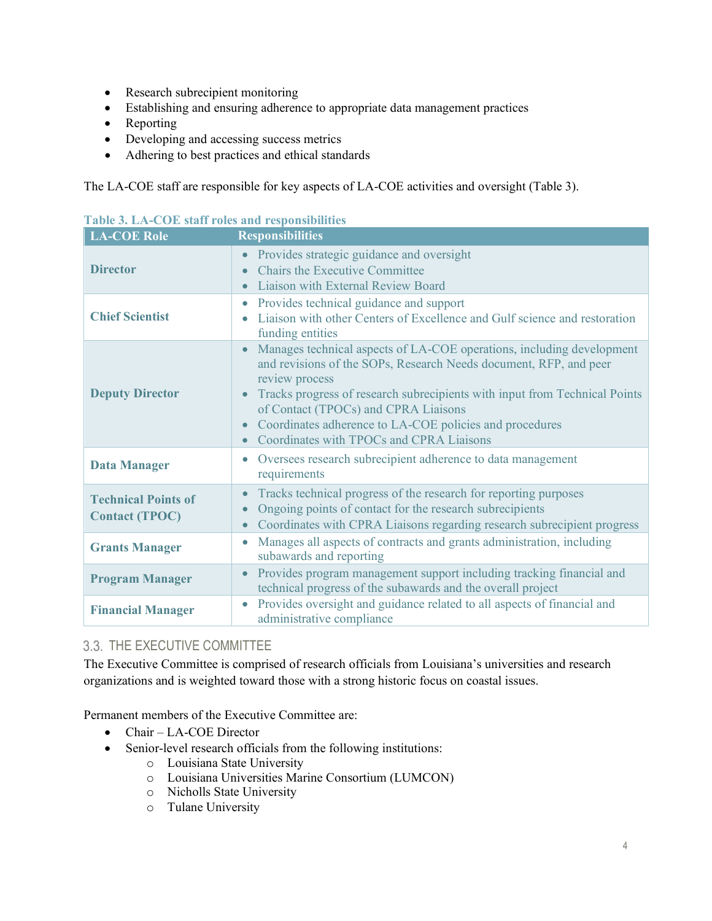- Research subrecipient monitoring
- Establishing and ensuring adherence to appropriate data management practices
- Reporting
- Developing and accessing success metrics
- Adhering to best practices and ethical standards

The LA-COE staff are responsible for key aspects of LA-COE activities and oversight (Table 3).

**Table 3. LA-COE staff roles and responsibilities**

| LA-COE Role | Responsibilities |
|---|---|
| **Director** | • Provides strategic guidance and oversight<br>• Chairs the Executive Committee<br>• Liaison with External Review Board |
| **Chief Scientist** | • Provides technical guidance and support<br>• Liaison with other Centers of Excellence and Gulf science and restoration funding entities |
| **Deputy Director** | • Manages technical aspects of LA-COE operations, including development and revisions of the SOPs, Research Needs document, RFP, and peer review process<br>• Tracks progress of research subrecipients with input from Technical Points of Contact (TPOCs) and CPRA Liaisons<br>• Coordinates adherence to LA-COE policies and procedures<br>• Coordinates with TPOCs and CPRA Liaisons |
| **Data Manager** | • Oversees research subrecipient adherence to data management requirements |
| **Technical Points of Contact (TPOC)** | • Tracks technical progress of the research for reporting purposes<br>• Ongoing points of contact for the research subrecipients<br>• Coordinates with CPRA Liaisons regarding research subrecipient progress |
| **Grants Manager** | • Manages all aspects of contracts and grants administration, including subawards and reporting |
| **Program Manager** | • Provides program management support including tracking financial and technical progress of the subawards and the overall project |
| **Financial Manager** | • Provides oversight and guidance related to all aspects of financial and administrative compliance |

## 3.3. THE EXECUTIVE COMMITTEE

The Executive Committee is comprised of research officials from Louisiana's universities and research organizations and is weighted toward those with a strong historic focus on coastal issues.

Permanent members of the Executive Committee are:

- Chair – LA-COE Director
- Senior-level research officials from the following institutions:
  - Louisiana State University
  - Louisiana Universities Marine Consortium (LUMCON)
  - Nicholls State University
  - Tulane University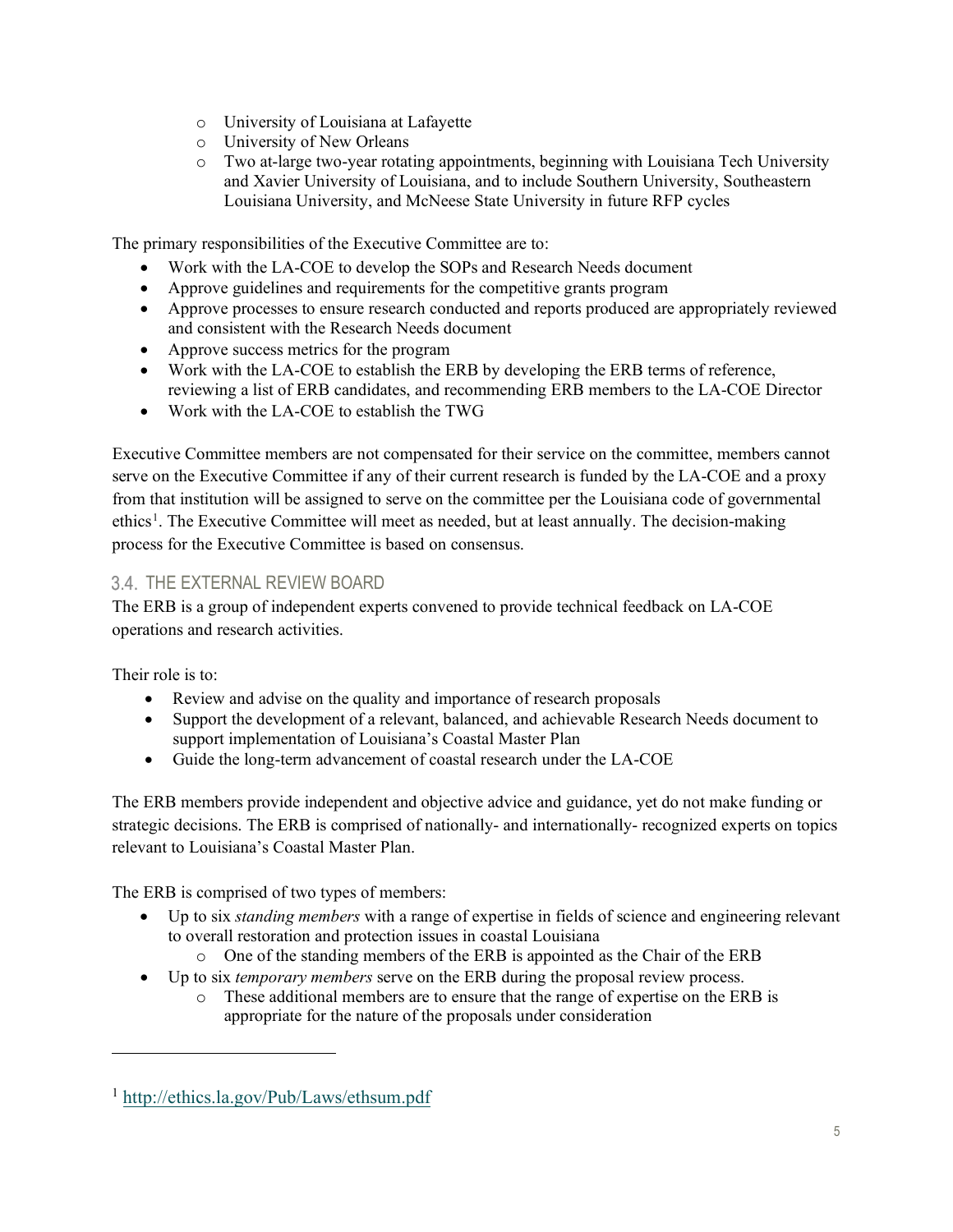- University of Louisiana at Lafayette
  - University of New Orleans
  - Two at-large two-year rotating appointments, beginning with Louisiana Tech University and Xavier University of Louisiana, and to include Southern University, Southeastern Louisiana University, and McNeese State University in future RFP cycles

The primary responsibilities of the Executive Committee are to:

- Work with the LA-COE to develop the SOPs and Research Needs document
- Approve guidelines and requirements for the competitive grants program
- Approve processes to ensure research conducted and reports produced are appropriately reviewed and consistent with the Research Needs document
- Approve success metrics for the program
- Work with the LA-COE to establish the ERB by developing the ERB terms of reference, reviewing a list of ERB candidates, and recommending ERB members to the LA-COE Director
- Work with the LA-COE to establish the TWG

Executive Committee members are not compensated for their service on the committee, members cannot serve on the Executive Committee if any of their current research is funded by the LA-COE and a proxy from that institution will be assigned to serve on the committee per the Louisiana code of governmental ethics[1]. The Executive Committee will meet as needed, but at least annually. The decision-making process for the Executive Committee is based on consensus.

## 3.4. THE EXTERNAL REVIEW BOARD

The ERB is a group of independent experts convened to provide technical feedback on LA-COE operations and research activities.

Their role is to:

- Review and advise on the quality and importance of research proposals
- Support the development of a relevant, balanced, and achievable Research Needs document to support implementation of Louisiana's Coastal Master Plan
- Guide the long-term advancement of coastal research under the LA-COE

The ERB members provide independent and objective advice and guidance, yet do not make funding or strategic decisions. The ERB is comprised of nationally- and internationally- recognized experts on topics relevant to Louisiana's Coastal Master Plan.

The ERB is comprised of two types of members:

- Up to six *standing members* with a range of expertise in fields of science and engineering relevant to overall restoration and protection issues in coastal Louisiana
  - One of the standing members of the ERB is appointed as the Chair of the ERB
- Up to six *temporary members* serve on the ERB during the proposal review process.
  - These additional members are to ensure that the range of expertise on the ERB is appropriate for the nature of the proposals under consideration

---

[1] http://ethics.la.gov/Pub/Laws/ethsum.pdf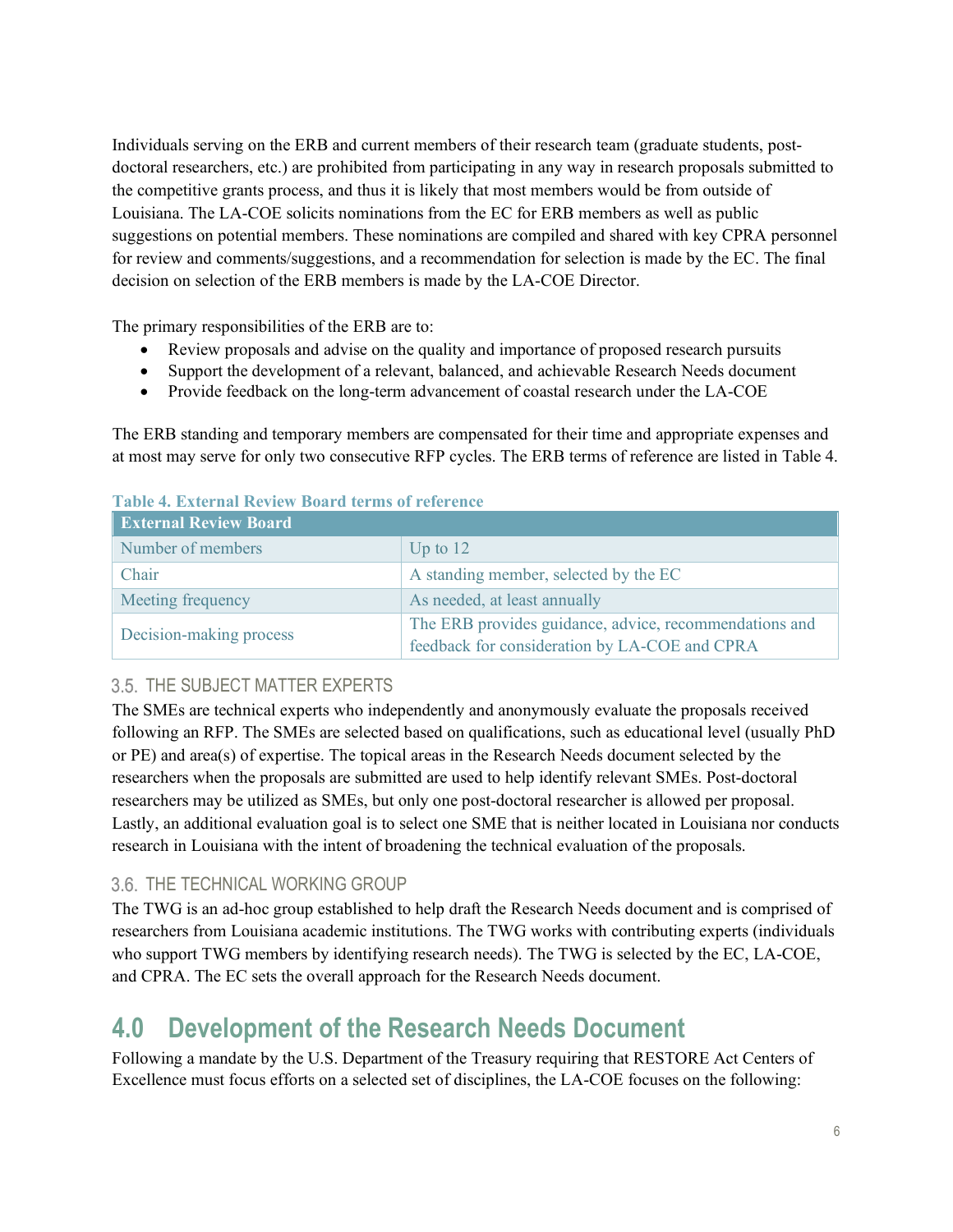Individuals serving on the ERB and current members of their research team (graduate students, post-doctoral researchers, etc.) are prohibited from participating in any way in research proposals submitted to the competitive grants process, and thus it is likely that most members would be from outside of Louisiana. The LA-COE solicits nominations from the EC for ERB members as well as public suggestions on potential members. These nominations are compiled and shared with key CPRA personnel for review and comments/suggestions, and a recommendation for selection is made by the EC. The final decision on selection of the ERB members is made by the LA-COE Director.

The primary responsibilities of the ERB are to:

- Review proposals and advise on the quality and importance of proposed research pursuits
- Support the development of a relevant, balanced, and achievable Research Needs document
- Provide feedback on the long-term advancement of coastal research under the LA-COE

The ERB standing and temporary members are compensated for their time and appropriate expenses and at most may serve for only two consecutive RFP cycles. The ERB terms of reference are listed in Table 4.

**Table 4. External Review Board terms of reference**

| External Review Board | |
|---|---|
| Number of members | Up to 12 |
| Chair | A standing member, selected by the EC |
| Meeting frequency | As needed, at least annually |
| Decision-making process | The ERB provides guidance, advice, recommendations and feedback for consideration by LA-COE and CPRA |

### 3.5. THE SUBJECT MATTER EXPERTS

The SMEs are technical experts who independently and anonymously evaluate the proposals received following an RFP. The SMEs are selected based on qualifications, such as educational level (usually PhD or PE) and area(s) of expertise. The topical areas in the Research Needs document selected by the researchers when the proposals are submitted are used to help identify relevant SMEs. Post-doctoral researchers may be utilized as SMEs, but only one post-doctoral researcher is allowed per proposal. Lastly, an additional evaluation goal is to select one SME that is neither located in Louisiana nor conducts research in Louisiana with the intent of broadening the technical evaluation of the proposals.

### 3.6. THE TECHNICAL WORKING GROUP

The TWG is an ad-hoc group established to help draft the Research Needs document and is comprised of researchers from Louisiana academic institutions. The TWG works with contributing experts (individuals who support TWG members by identifying research needs). The TWG is selected by the EC, LA-COE, and CPRA. The EC sets the overall approach for the Research Needs document.

# 4.0 Development of the Research Needs Document

Following a mandate by the U.S. Department of the Treasury requiring that RESTORE Act Centers of Excellence must focus efforts on a selected set of disciplines, the LA-COE focuses on the following: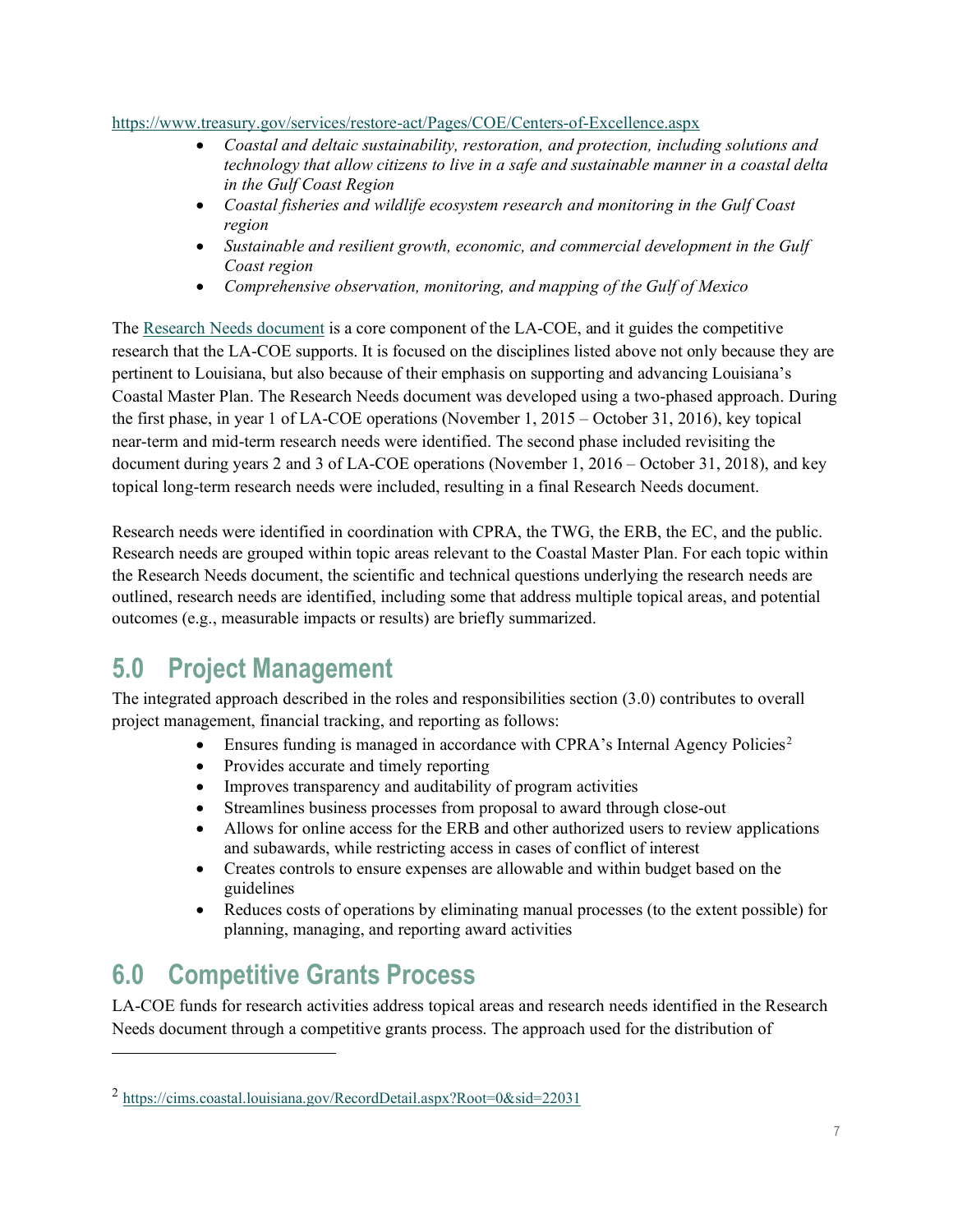https://www.treasury.gov/services/restore-act/Pages/COE/Centers-of-Excellence.aspx

- *Coastal and deltaic sustainability, restoration, and protection, including solutions and technology that allow citizens to live in a safe and sustainable manner in a coastal delta in the Gulf Coast Region*
- *Coastal fisheries and wildlife ecosystem research and monitoring in the Gulf Coast region*
- *Sustainable and resilient growth, economic, and commercial development in the Gulf Coast region*
- *Comprehensive observation, monitoring, and mapping of the Gulf of Mexico*

The Research Needs document is a core component of the LA-COE, and it guides the competitive research that the LA-COE supports. It is focused on the disciplines listed above not only because they are pertinent to Louisiana, but also because of their emphasis on supporting and advancing Louisiana's Coastal Master Plan. The Research Needs document was developed using a two-phased approach. During the first phase, in year 1 of LA-COE operations (November 1, 2015 – October 31, 2016), key topical near-term and mid-term research needs were identified. The second phase included revisiting the document during years 2 and 3 of LA-COE operations (November 1, 2016 – October 31, 2018), and key topical long-term research needs were included, resulting in a final Research Needs document.

Research needs were identified in coordination with CPRA, the TWG, the ERB, the EC, and the public. Research needs are grouped within topic areas relevant to the Coastal Master Plan. For each topic within the Research Needs document, the scientific and technical questions underlying the research needs are outlined, research needs are identified, including some that address multiple topical areas, and potential outcomes (e.g., measurable impacts or results) are briefly summarized.

## 5.0 Project Management

The integrated approach described in the roles and responsibilities section (3.0) contributes to overall project management, financial tracking, and reporting as follows:

- Ensures funding is managed in accordance with CPRA's Internal Agency Policies[2]
- Provides accurate and timely reporting
- Improves transparency and auditability of program activities
- Streamlines business processes from proposal to award through close-out
- Allows for online access for the ERB and other authorized users to review applications and subawards, while restricting access in cases of conflict of interest
- Creates controls to ensure expenses are allowable and within budget based on the guidelines
- Reduces costs of operations by eliminating manual processes (to the extent possible) for planning, managing, and reporting award activities

## 6.0 Competitive Grants Process

LA-COE funds for research activities address topical areas and research needs identified in the Research Needs document through a competitive grants process. The approach used for the distribution of

[2] https://cims.coastal.louisiana.gov/RecordDetail.aspx?Root=0&sid=22031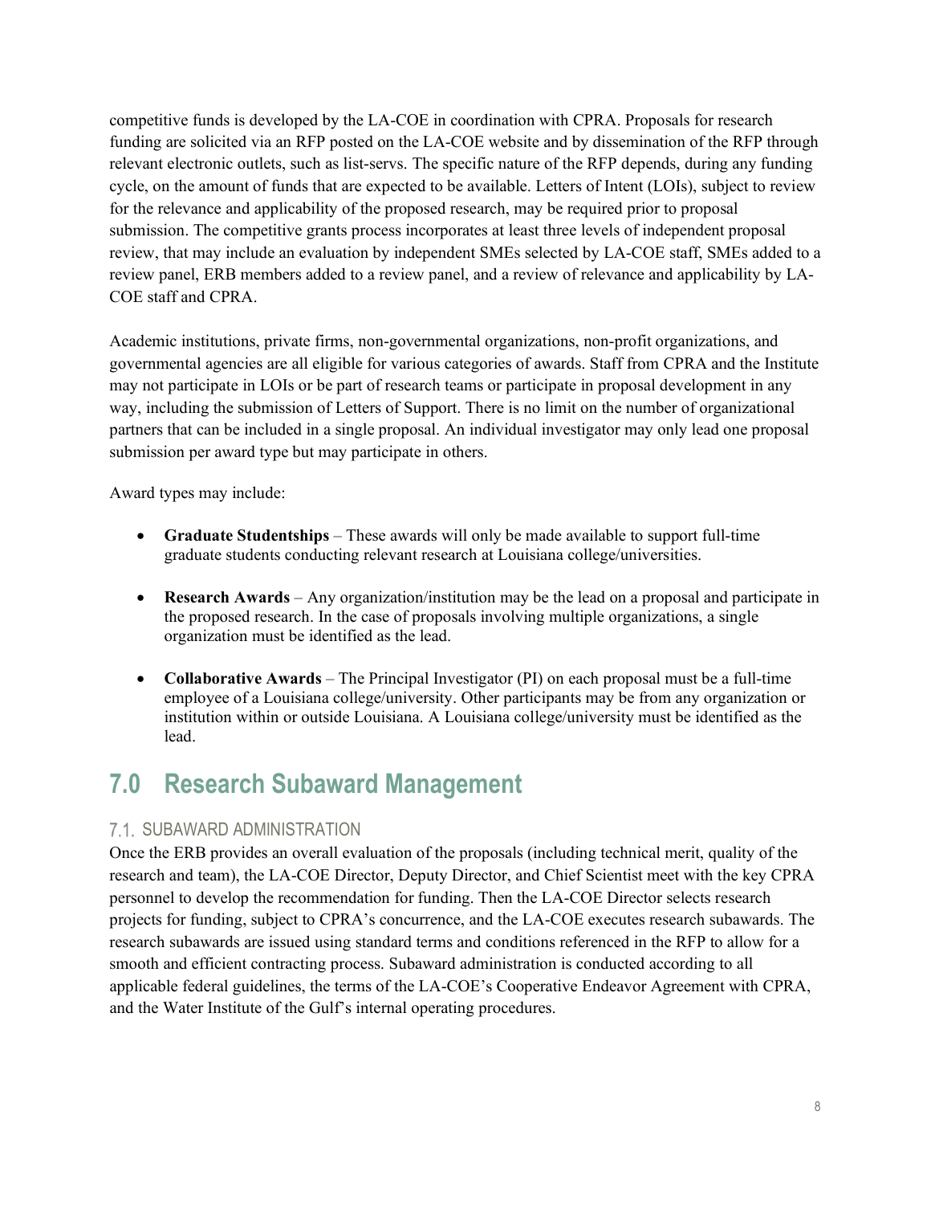competitive funds is developed by the LA-COE in coordination with CPRA. Proposals for research funding are solicited via an RFP posted on the LA-COE website and by dissemination of the RFP through relevant electronic outlets, such as list-servs. The specific nature of the RFP depends, during any funding cycle, on the amount of funds that are expected to be available. Letters of Intent (LOIs), subject to review for the relevance and applicability of the proposed research, may be required prior to proposal submission. The competitive grants process incorporates at least three levels of independent proposal review, that may include an evaluation by independent SMEs selected by LA-COE staff, SMEs added to a review panel, ERB members added to a review panel, and a review of relevance and applicability by LA-COE staff and CPRA.

Academic institutions, private firms, non-governmental organizations, non-profit organizations, and governmental agencies are all eligible for various categories of awards. Staff from CPRA and the Institute may not participate in LOIs or be part of research teams or participate in proposal development in any way, including the submission of Letters of Support. There is no limit on the number of organizational partners that can be included in a single proposal. An individual investigator may only lead one proposal submission per award type but may participate in others.

Award types may include:

- **Graduate Studentships** – These awards will only be made available to support full-time graduate students conducting relevant research at Louisiana college/universities.
- **Research Awards** – Any organization/institution may be the lead on a proposal and participate in the proposed research. In the case of proposals involving multiple organizations, a single organization must be identified as the lead.
- **Collaborative Awards** – The Principal Investigator (PI) on each proposal must be a full-time employee of a Louisiana college/university. Other participants may be from any organization or institution within or outside Louisiana. A Louisiana college/university must be identified as the lead.

# 7.0 Research Subaward Management

## 7.1. SUBAWARD ADMINISTRATION

Once the ERB provides an overall evaluation of the proposals (including technical merit, quality of the research and team), the LA-COE Director, Deputy Director, and Chief Scientist meet with the key CPRA personnel to develop the recommendation for funding. Then the LA-COE Director selects research projects for funding, subject to CPRA's concurrence, and the LA-COE executes research subawards. The research subawards are issued using standard terms and conditions referenced in the RFP to allow for a smooth and efficient contracting process. Subaward administration is conducted according to all applicable federal guidelines, the terms of the LA-COE's Cooperative Endeavor Agreement with CPRA, and the Water Institute of the Gulf's internal operating procedures.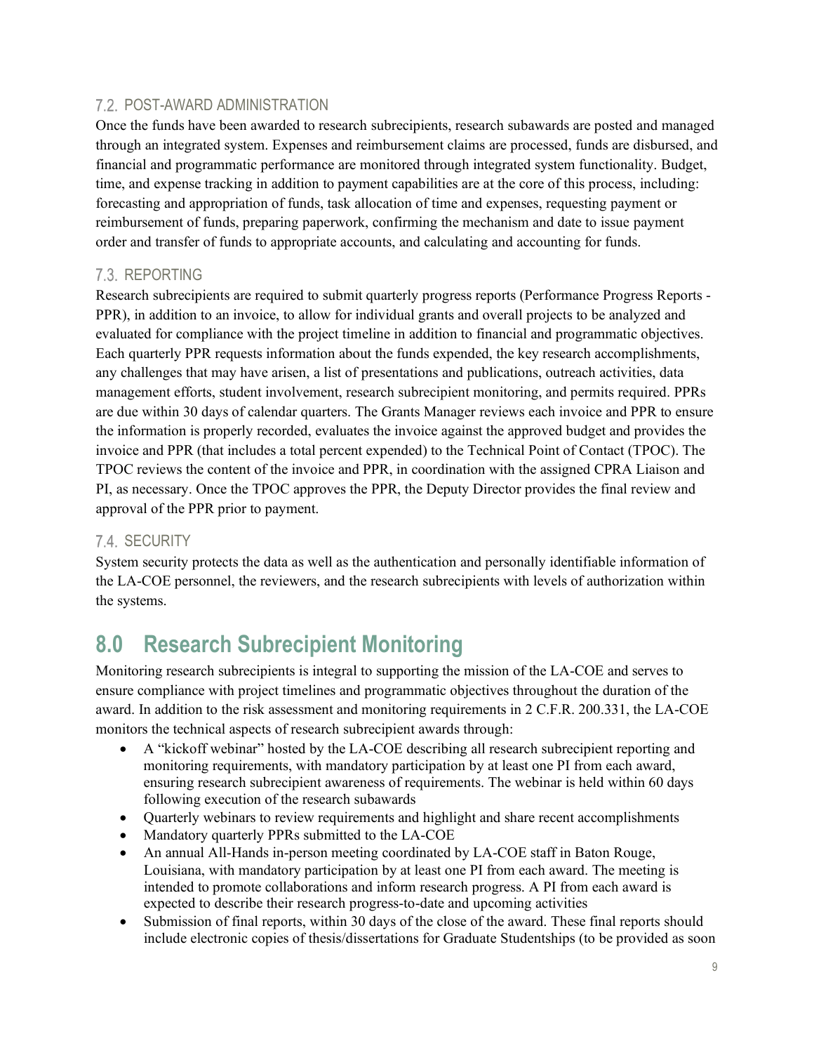## 7.2. POST-AWARD ADMINISTRATION

Once the funds have been awarded to research subrecipients, research subawards are posted and managed through an integrated system. Expenses and reimbursement claims are processed, funds are disbursed, and financial and programmatic performance are monitored through integrated system functionality. Budget, time, and expense tracking in addition to payment capabilities are at the core of this process, including: forecasting and appropriation of funds, task allocation of time and expenses, requesting payment or reimbursement of funds, preparing paperwork, confirming the mechanism and date to issue payment order and transfer of funds to appropriate accounts, and calculating and accounting for funds.

## 7.3. REPORTING

Research subrecipients are required to submit quarterly progress reports (Performance Progress Reports - PPR), in addition to an invoice, to allow for individual grants and overall projects to be analyzed and evaluated for compliance with the project timeline in addition to financial and programmatic objectives. Each quarterly PPR requests information about the funds expended, the key research accomplishments, any challenges that may have arisen, a list of presentations and publications, outreach activities, data management efforts, student involvement, research subrecipient monitoring, and permits required. PPRs are due within 30 days of calendar quarters. The Grants Manager reviews each invoice and PPR to ensure the information is properly recorded, evaluates the invoice against the approved budget and provides the invoice and PPR (that includes a total percent expended) to the Technical Point of Contact (TPOC). The TPOC reviews the content of the invoice and PPR, in coordination with the assigned CPRA Liaison and PI, as necessary. Once the TPOC approves the PPR, the Deputy Director provides the final review and approval of the PPR prior to payment.

## 7.4. SECURITY

System security protects the data as well as the authentication and personally identifiable information of the LA-COE personnel, the reviewers, and the research subrecipients with levels of authorization within the systems.

# 8.0 Research Subrecipient Monitoring

Monitoring research subrecipients is integral to supporting the mission of the LA-COE and serves to ensure compliance with project timelines and programmatic objectives throughout the duration of the award. In addition to the risk assessment and monitoring requirements in 2 C.F.R. 200.331, the LA-COE monitors the technical aspects of research subrecipient awards through:

- A "kickoff webinar" hosted by the LA-COE describing all research subrecipient reporting and monitoring requirements, with mandatory participation by at least one PI from each award, ensuring research subrecipient awareness of requirements. The webinar is held within 60 days following execution of the research subawards
- Quarterly webinars to review requirements and highlight and share recent accomplishments
- Mandatory quarterly PPRs submitted to the LA-COE
- An annual All-Hands in-person meeting coordinated by LA-COE staff in Baton Rouge, Louisiana, with mandatory participation by at least one PI from each award. The meeting is intended to promote collaborations and inform research progress. A PI from each award is expected to describe their research progress-to-date and upcoming activities
- Submission of final reports, within 30 days of the close of the award. These final reports should include electronic copies of thesis/dissertations for Graduate Studentships (to be provided as soon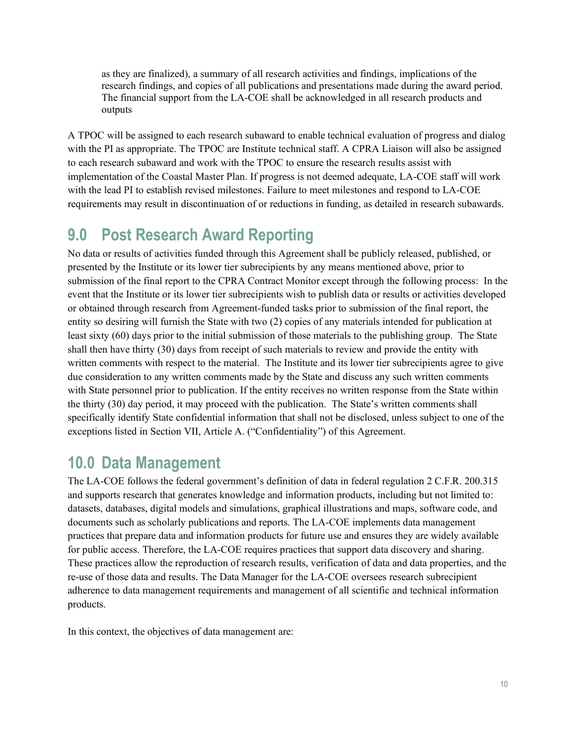as they are finalized), a summary of all research activities and findings, implications of the research findings, and copies of all publications and presentations made during the award period. The financial support from the LA-COE shall be acknowledged in all research products and outputs

A TPOC will be assigned to each research subaward to enable technical evaluation of progress and dialog with the PI as appropriate. The TPOC are Institute technical staff. A CPRA Liaison will also be assigned to each research subaward and work with the TPOC to ensure the research results assist with implementation of the Coastal Master Plan. If progress is not deemed adequate, LA-COE staff will work with the lead PI to establish revised milestones. Failure to meet milestones and respond to LA-COE requirements may result in discontinuation of or reductions in funding, as detailed in research subawards.

# 9.0 Post Research Award Reporting

No data or results of activities funded through this Agreement shall be publicly released, published, or presented by the Institute or its lower tier subrecipients by any means mentioned above, prior to submission of the final report to the CPRA Contract Monitor except through the following process: In the event that the Institute or its lower tier subrecipients wish to publish data or results or activities developed or obtained through research from Agreement-funded tasks prior to submission of the final report, the entity so desiring will furnish the State with two (2) copies of any materials intended for publication at least sixty (60) days prior to the initial submission of those materials to the publishing group. The State shall then have thirty (30) days from receipt of such materials to review and provide the entity with written comments with respect to the material. The Institute and its lower tier subrecipients agree to give due consideration to any written comments made by the State and discuss any such written comments with State personnel prior to publication. If the entity receives no written response from the State within the thirty (30) day period, it may proceed with the publication. The State's written comments shall specifically identify State confidential information that shall not be disclosed, unless subject to one of the exceptions listed in Section VII, Article A. ("Confidentiality") of this Agreement.

# 10.0 Data Management

The LA-COE follows the federal government's definition of data in federal regulation 2 C.F.R. 200.315 and supports research that generates knowledge and information products, including but not limited to: datasets, databases, digital models and simulations, graphical illustrations and maps, software code, and documents such as scholarly publications and reports. The LA-COE implements data management practices that prepare data and information products for future use and ensures they are widely available for public access. Therefore, the LA-COE requires practices that support data discovery and sharing. These practices allow the reproduction of research results, verification of data and data properties, and the re-use of those data and results. The Data Manager for the LA-COE oversees research subrecipient adherence to data management requirements and management of all scientific and technical information products.

In this context, the objectives of data management are: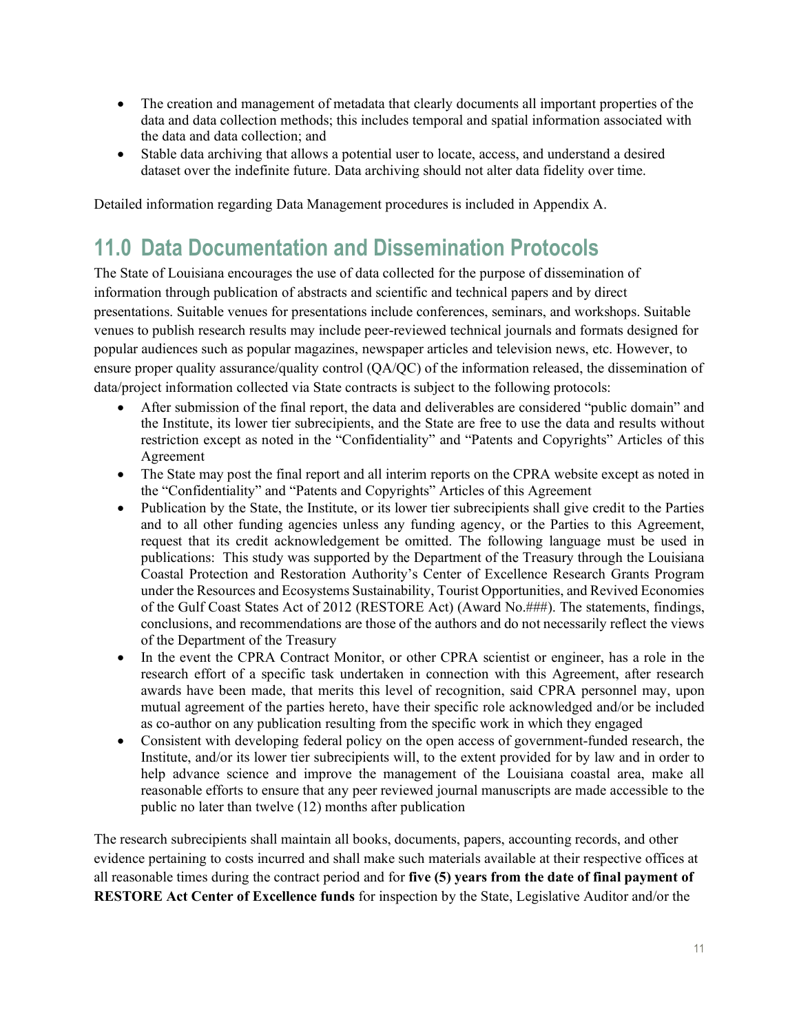- The creation and management of metadata that clearly documents all important properties of the data and data collection methods; this includes temporal and spatial information associated with the data and data collection; and
- Stable data archiving that allows a potential user to locate, access, and understand a desired dataset over the indefinite future. Data archiving should not alter data fidelity over time.

Detailed information regarding Data Management procedures is included in Appendix A.

## 11.0 Data Documentation and Dissemination Protocols

The State of Louisiana encourages the use of data collected for the purpose of dissemination of information through publication of abstracts and scientific and technical papers and by direct presentations. Suitable venues for presentations include conferences, seminars, and workshops. Suitable venues to publish research results may include peer-reviewed technical journals and formats designed for popular audiences such as popular magazines, newspaper articles and television news, etc. However, to ensure proper quality assurance/quality control (QA/QC) of the information released, the dissemination of data/project information collected via State contracts is subject to the following protocols:

- After submission of the final report, the data and deliverables are considered "public domain" and the Institute, its lower tier subrecipients, and the State are free to use the data and results without restriction except as noted in the "Confidentiality" and "Patents and Copyrights" Articles of this Agreement
- The State may post the final report and all interim reports on the CPRA website except as noted in the "Confidentiality" and "Patents and Copyrights" Articles of this Agreement
- Publication by the State, the Institute, or its lower tier subrecipients shall give credit to the Parties and to all other funding agencies unless any funding agency, or the Parties to this Agreement, request that its credit acknowledgement be omitted. The following language must be used in publications: This study was supported by the Department of the Treasury through the Louisiana Coastal Protection and Restoration Authority's Center of Excellence Research Grants Program under the Resources and Ecosystems Sustainability, Tourist Opportunities, and Revived Economies of the Gulf Coast States Act of 2012 (RESTORE Act) (Award No.###). The statements, findings, conclusions, and recommendations are those of the authors and do not necessarily reflect the views of the Department of the Treasury
- In the event the CPRA Contract Monitor, or other CPRA scientist or engineer, has a role in the research effort of a specific task undertaken in connection with this Agreement, after research awards have been made, that merits this level of recognition, said CPRA personnel may, upon mutual agreement of the parties hereto, have their specific role acknowledged and/or be included as co-author on any publication resulting from the specific work in which they engaged
- Consistent with developing federal policy on the open access of government-funded research, the Institute, and/or its lower tier subrecipients will, to the extent provided for by law and in order to help advance science and improve the management of the Louisiana coastal area, make all reasonable efforts to ensure that any peer reviewed journal manuscripts are made accessible to the public no later than twelve (12) months after publication

The research subrecipients shall maintain all books, documents, papers, accounting records, and other evidence pertaining to costs incurred and shall make such materials available at their respective offices at all reasonable times during the contract period and for **five (5) years from the date of final payment of RESTORE Act Center of Excellence funds** for inspection by the State, Legislative Auditor and/or the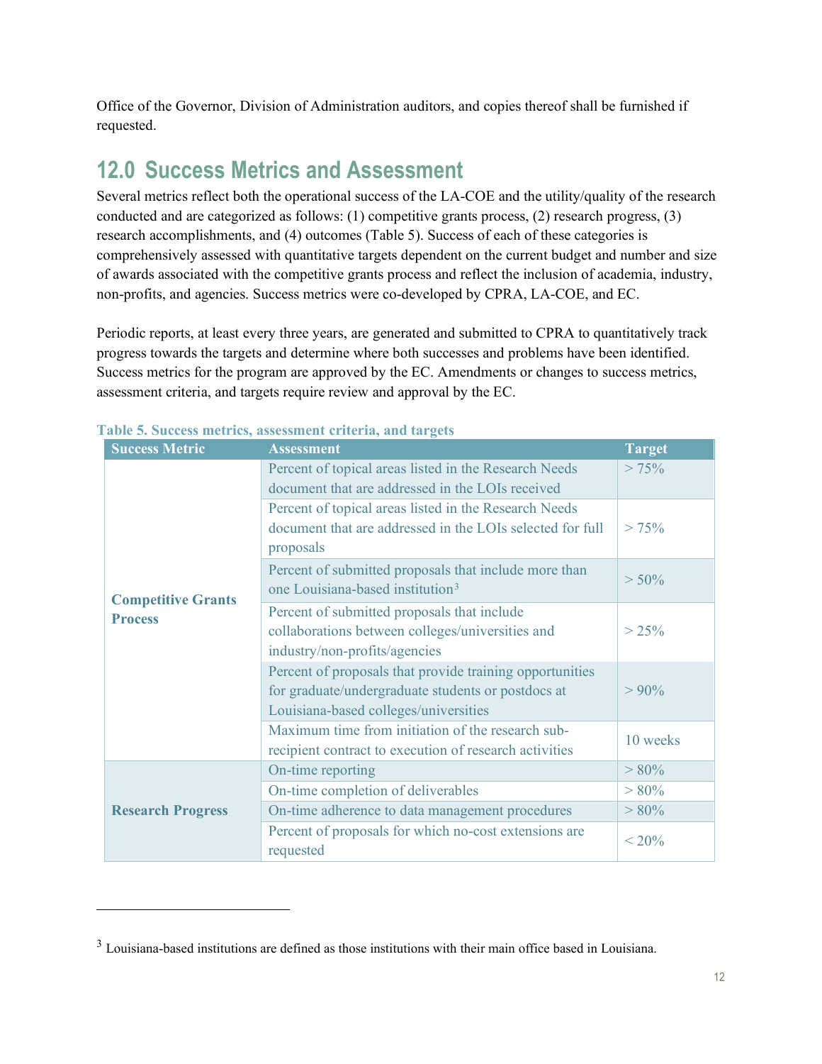Office of the Governor, Division of Administration auditors, and copies thereof shall be furnished if requested.

## 12.0 Success Metrics and Assessment

Several metrics reflect both the operational success of the LA-COE and the utility/quality of the research conducted and are categorized as follows: (1) competitive grants process, (2) research progress, (3) research accomplishments, and (4) outcomes (Table 5). Success of each of these categories is comprehensively assessed with quantitative targets dependent on the current budget and number and size of awards associated with the competitive grants process and reflect the inclusion of academia, industry, non-profits, and agencies. Success metrics were co-developed by CPRA, LA-COE, and EC.

Periodic reports, at least every three years, are generated and submitted to CPRA to quantitatively track progress towards the targets and determine where both successes and problems have been identified. Success metrics for the program are approved by the EC. Amendments or changes to success metrics, assessment criteria, and targets require review and approval by the EC.

**Table 5. Success metrics, assessment criteria, and targets**

| Success Metric | Assessment | Target |
|---|---|---|
| **Competitive Grants Process** | Percent of topical areas listed in the Research Needs document that are addressed in the LOIs received | > 75% |
| | Percent of topical areas listed in the Research Needs document that are addressed in the LOIs selected for full proposals | > 75% |
| | Percent of submitted proposals that include more than one Louisiana-based institution[3] | > 50% |
| | Percent of submitted proposals that include collaborations between colleges/universities and industry/non-profits/agencies | > 25% |
| | Percent of proposals that provide training opportunities for graduate/undergraduate students or postdocs at Louisiana-based colleges/universities | > 90% |
| | Maximum time from initiation of the research sub-recipient contract to execution of research activities | 10 weeks |
| **Research Progress** | On-time reporting | > 80% |
| | On-time completion of deliverables | > 80% |
| | On-time adherence to data management procedures | > 80% |
| | Percent of proposals for which no-cost extensions are requested | < 20% |

[3] Louisiana-based institutions are defined as those institutions with their main office based in Louisiana.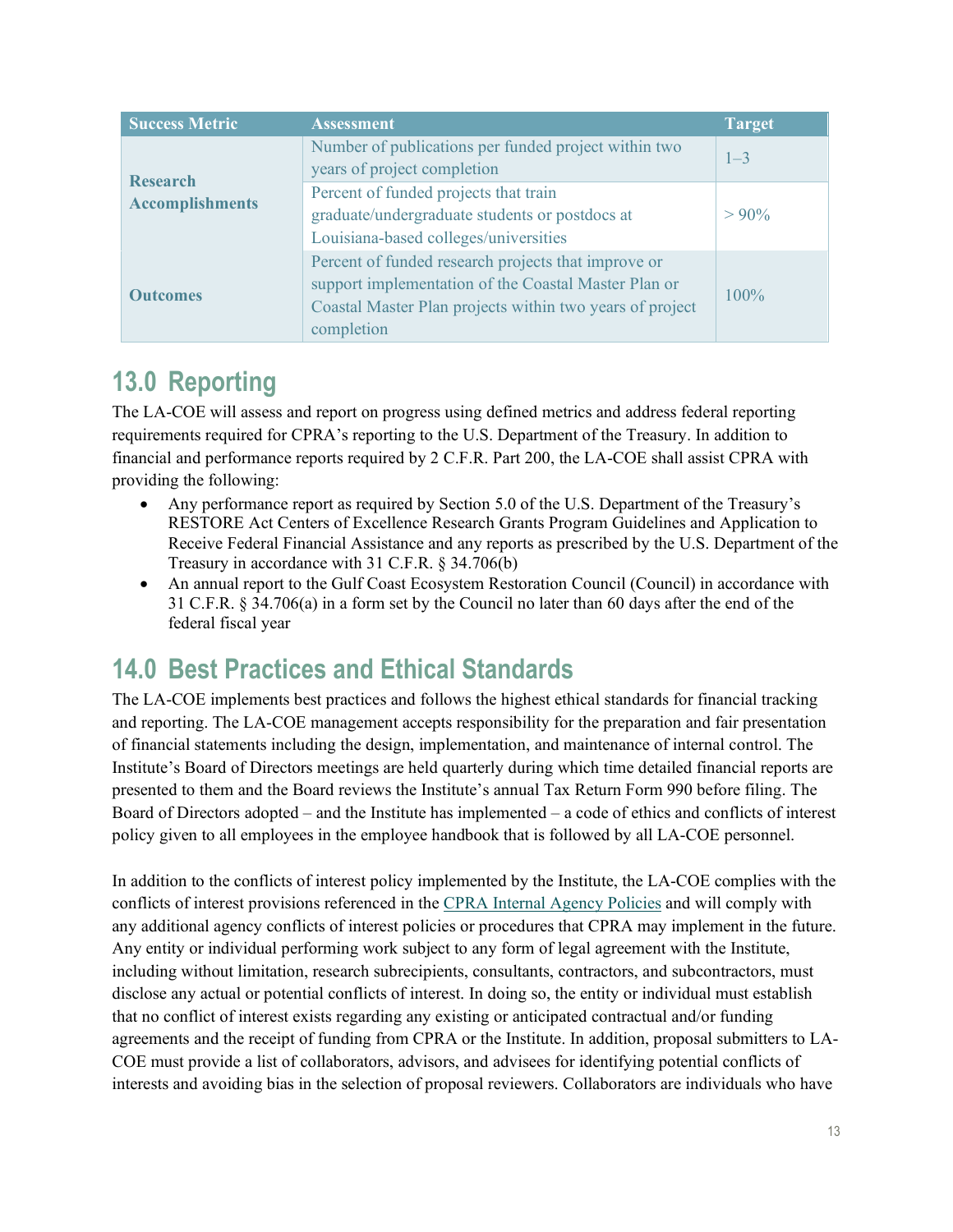| Success Metric | Assessment | Target |
|---|---|---|
| **Research Accomplishments** | Number of publications per funded project within two years of project completion | 1–3 |
| | Percent of funded projects that train graduate/undergraduate students or postdocs at Louisiana-based colleges/universities | > 90% |
| **Outcomes** | Percent of funded research projects that improve or support implementation of the Coastal Master Plan or Coastal Master Plan projects within two years of project completion | 100% |

# 13.0 Reporting

The LA-COE will assess and report on progress using defined metrics and address federal reporting requirements required for CPRA's reporting to the U.S. Department of the Treasury. In addition to financial and performance reports required by 2 C.F.R. Part 200, the LA-COE shall assist CPRA with providing the following:

- Any performance report as required by Section 5.0 of the U.S. Department of the Treasury's RESTORE Act Centers of Excellence Research Grants Program Guidelines and Application to Receive Federal Financial Assistance and any reports as prescribed by the U.S. Department of the Treasury in accordance with 31 C.F.R. § 34.706(b)
- An annual report to the Gulf Coast Ecosystem Restoration Council (Council) in accordance with 31 C.F.R. § 34.706(a) in a form set by the Council no later than 60 days after the end of the federal fiscal year

# 14.0 Best Practices and Ethical Standards

The LA-COE implements best practices and follows the highest ethical standards for financial tracking and reporting. The LA-COE management accepts responsibility for the preparation and fair presentation of financial statements including the design, implementation, and maintenance of internal control. The Institute's Board of Directors meetings are held quarterly during which time detailed financial reports are presented to them and the Board reviews the Institute's annual Tax Return Form 990 before filing. The Board of Directors adopted – and the Institute has implemented – a code of ethics and conflicts of interest policy given to all employees in the employee handbook that is followed by all LA-COE personnel.

In addition to the conflicts of interest policy implemented by the Institute, the LA-COE complies with the conflicts of interest provisions referenced in the CPRA Internal Agency Policies and will comply with any additional agency conflicts of interest policies or procedures that CPRA may implement in the future. Any entity or individual performing work subject to any form of legal agreement with the Institute, including without limitation, research subrecipients, consultants, contractors, and subcontractors, must disclose any actual or potential conflicts of interest. In doing so, the entity or individual must establish that no conflict of interest exists regarding any existing or anticipated contractual and/or funding agreements and the receipt of funding from CPRA or the Institute. In addition, proposal submitters to LA-COE must provide a list of collaborators, advisors, and advisees for identifying potential conflicts of interests and avoiding bias in the selection of proposal reviewers. Collaborators are individuals who have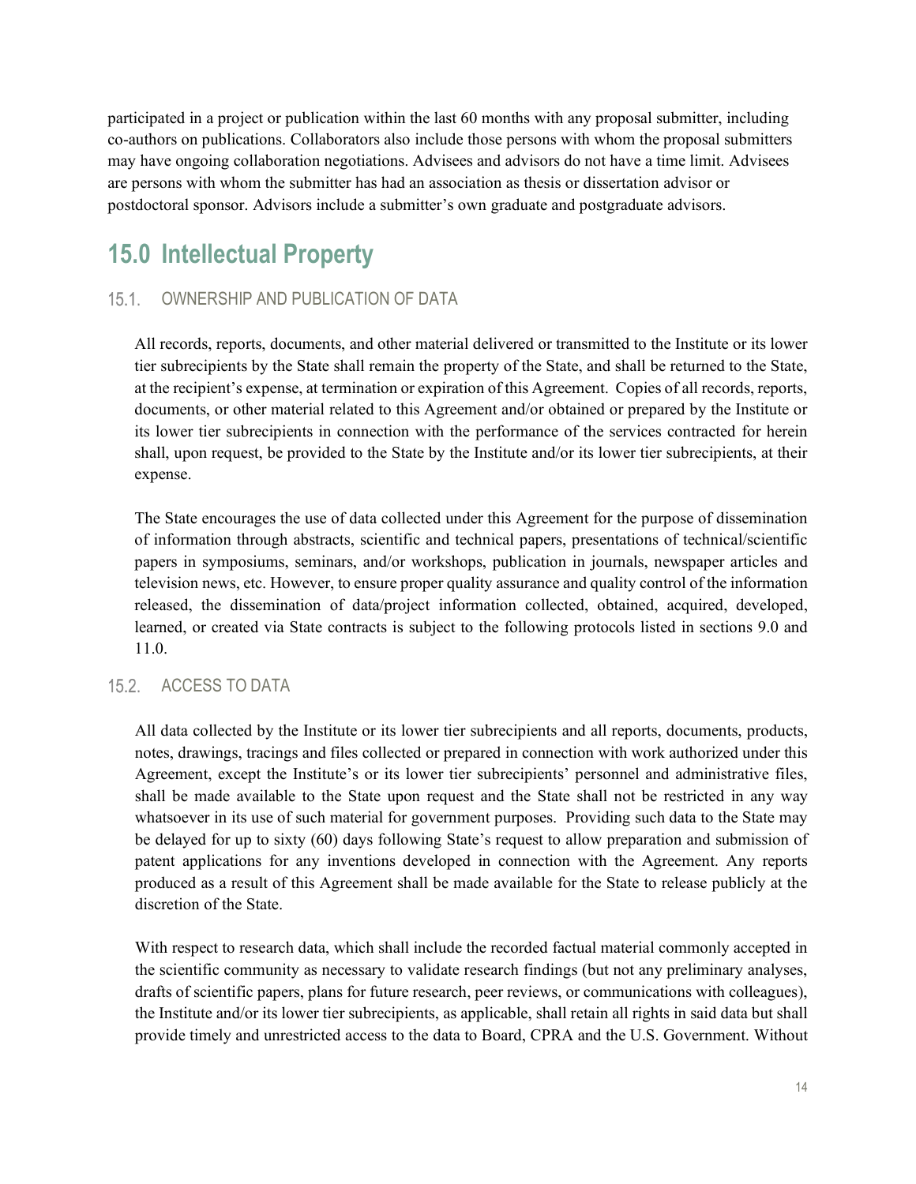participated in a project or publication within the last 60 months with any proposal submitter, including co-authors on publications. Collaborators also include those persons with whom the proposal submitters may have ongoing collaboration negotiations. Advisees and advisors do not have a time limit. Advisees are persons with whom the submitter has had an association as thesis or dissertation advisor or postdoctoral sponsor. Advisors include a submitter's own graduate and postgraduate advisors.

# 15.0 Intellectual Property

## 15.1. OWNERSHIP AND PUBLICATION OF DATA

All records, reports, documents, and other material delivered or transmitted to the Institute or its lower tier subrecipients by the State shall remain the property of the State, and shall be returned to the State, at the recipient's expense, at termination or expiration of this Agreement. Copies of all records, reports, documents, or other material related to this Agreement and/or obtained or prepared by the Institute or its lower tier subrecipients in connection with the performance of the services contracted for herein shall, upon request, be provided to the State by the Institute and/or its lower tier subrecipients, at their expense.

The State encourages the use of data collected under this Agreement for the purpose of dissemination of information through abstracts, scientific and technical papers, presentations of technical/scientific papers in symposiums, seminars, and/or workshops, publication in journals, newspaper articles and television news, etc. However, to ensure proper quality assurance and quality control of the information released, the dissemination of data/project information collected, obtained, acquired, developed, learned, or created via State contracts is subject to the following protocols listed in sections 9.0 and 11.0.

## 15.2. ACCESS TO DATA

All data collected by the Institute or its lower tier subrecipients and all reports, documents, products, notes, drawings, tracings and files collected or prepared in connection with work authorized under this Agreement, except the Institute's or its lower tier subrecipients' personnel and administrative files, shall be made available to the State upon request and the State shall not be restricted in any way whatsoever in its use of such material for government purposes. Providing such data to the State may be delayed for up to sixty (60) days following State's request to allow preparation and submission of patent applications for any inventions developed in connection with the Agreement. Any reports produced as a result of this Agreement shall be made available for the State to release publicly at the discretion of the State.

With respect to research data, which shall include the recorded factual material commonly accepted in the scientific community as necessary to validate research findings (but not any preliminary analyses, drafts of scientific papers, plans for future research, peer reviews, or communications with colleagues), the Institute and/or its lower tier subrecipients, as applicable, shall retain all rights in said data but shall provide timely and unrestricted access to the data to Board, CPRA and the U.S. Government. Without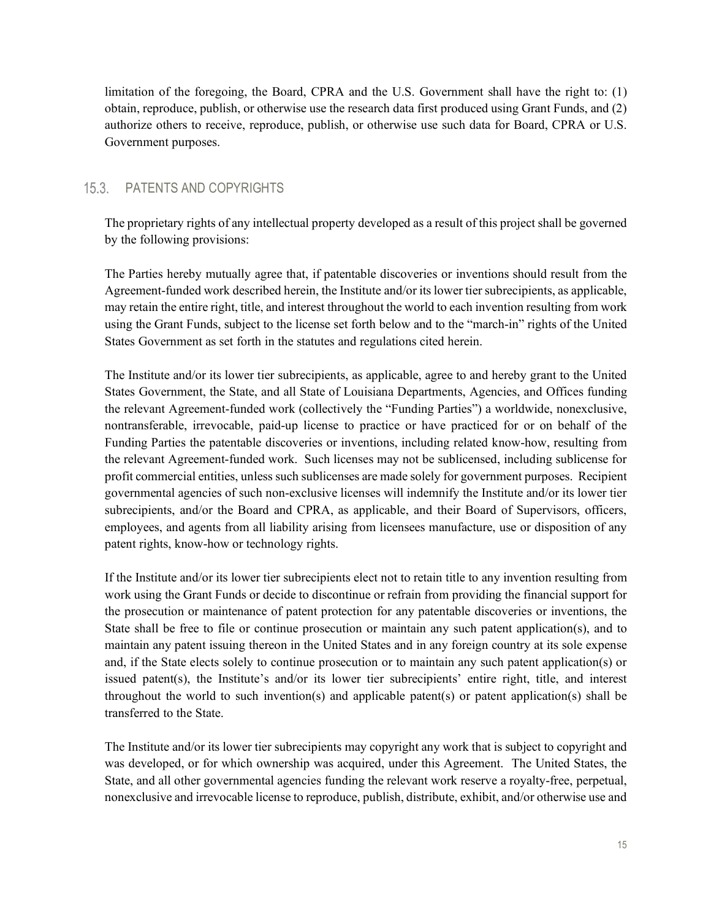limitation of the foregoing, the Board, CPRA and the U.S. Government shall have the right to: (1) obtain, reproduce, publish, or otherwise use the research data first produced using Grant Funds, and (2) authorize others to receive, reproduce, publish, or otherwise use such data for Board, CPRA or U.S. Government purposes.

### 15.3. PATENTS AND COPYRIGHTS

The proprietary rights of any intellectual property developed as a result of this project shall be governed by the following provisions:

The Parties hereby mutually agree that, if patentable discoveries or inventions should result from the Agreement-funded work described herein, the Institute and/or its lower tier subrecipients, as applicable, may retain the entire right, title, and interest throughout the world to each invention resulting from work using the Grant Funds, subject to the license set forth below and to the "march-in" rights of the United States Government as set forth in the statutes and regulations cited herein.

The Institute and/or its lower tier subrecipients, as applicable, agree to and hereby grant to the United States Government, the State, and all State of Louisiana Departments, Agencies, and Offices funding the relevant Agreement-funded work (collectively the "Funding Parties") a worldwide, nonexclusive, nontransferable, irrevocable, paid-up license to practice or have practiced for or on behalf of the Funding Parties the patentable discoveries or inventions, including related know-how, resulting from the relevant Agreement-funded work. Such licenses may not be sublicensed, including sublicense for profit commercial entities, unless such sublicenses are made solely for government purposes. Recipient governmental agencies of such non-exclusive licenses will indemnify the Institute and/or its lower tier subrecipients, and/or the Board and CPRA, as applicable, and their Board of Supervisors, officers, employees, and agents from all liability arising from licensees manufacture, use or disposition of any patent rights, know-how or technology rights.

If the Institute and/or its lower tier subrecipients elect not to retain title to any invention resulting from work using the Grant Funds or decide to discontinue or refrain from providing the financial support for the prosecution or maintenance of patent protection for any patentable discoveries or inventions, the State shall be free to file or continue prosecution or maintain any such patent application(s), and to maintain any patent issuing thereon in the United States and in any foreign country at its sole expense and, if the State elects solely to continue prosecution or to maintain any such patent application(s) or issued patent(s), the Institute's and/or its lower tier subrecipients' entire right, title, and interest throughout the world to such invention(s) and applicable patent(s) or patent application(s) shall be transferred to the State.

The Institute and/or its lower tier subrecipients may copyright any work that is subject to copyright and was developed, or for which ownership was acquired, under this Agreement. The United States, the State, and all other governmental agencies funding the relevant work reserve a royalty-free, perpetual, nonexclusive and irrevocable license to reproduce, publish, distribute, exhibit, and/or otherwise use and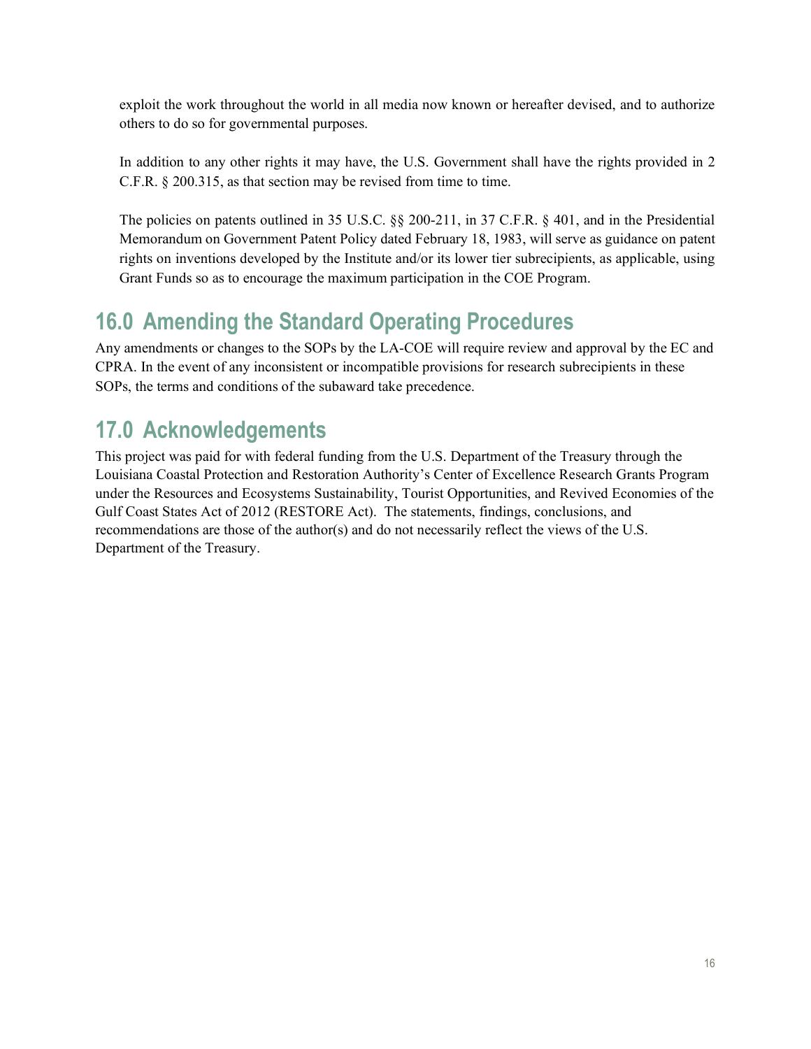exploit the work throughout the world in all media now known or hereafter devised, and to authorize others to do so for governmental purposes.

In addition to any other rights it may have, the U.S. Government shall have the rights provided in 2 C.F.R. § 200.315, as that section may be revised from time to time.

The policies on patents outlined in 35 U.S.C. §§ 200-211, in 37 C.F.R. § 401, and in the Presidential Memorandum on Government Patent Policy dated February 18, 1983, will serve as guidance on patent rights on inventions developed by the Institute and/or its lower tier subrecipients, as applicable, using Grant Funds so as to encourage the maximum participation in the COE Program.

## 16.0 Amending the Standard Operating Procedures

Any amendments or changes to the SOPs by the LA-COE will require review and approval by the EC and CPRA. In the event of any inconsistent or incompatible provisions for research subrecipients in these SOPs, the terms and conditions of the subaward take precedence.

## 17.0 Acknowledgements

This project was paid for with federal funding from the U.S. Department of the Treasury through the Louisiana Coastal Protection and Restoration Authority's Center of Excellence Research Grants Program under the Resources and Ecosystems Sustainability, Tourist Opportunities, and Revived Economies of the Gulf Coast States Act of 2012 (RESTORE Act). The statements, findings, conclusions, and recommendations are those of the author(s) and do not necessarily reflect the views of the U.S. Department of the Treasury.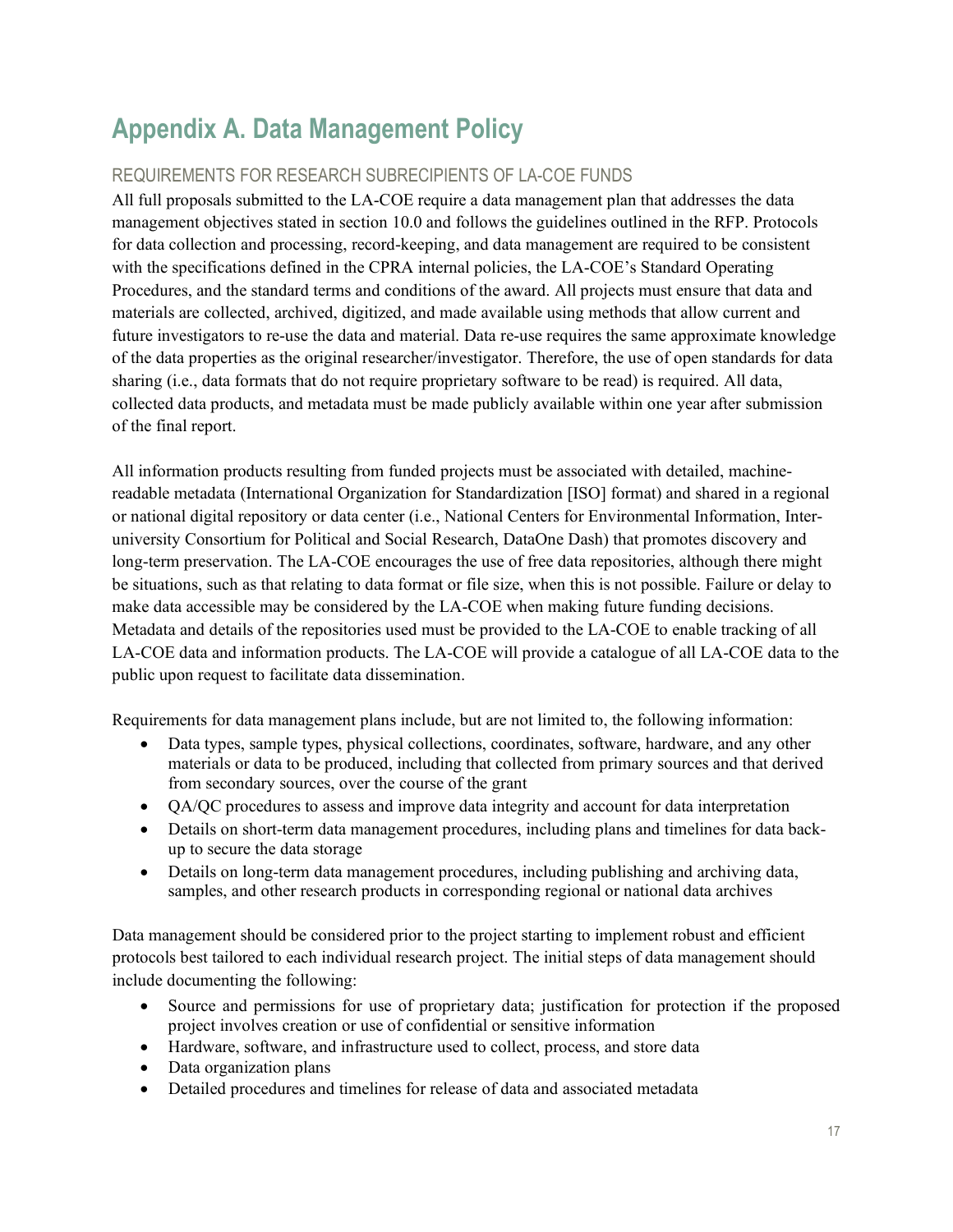# Appendix A. Data Management Policy

## REQUIREMENTS FOR RESEARCH SUBRECIPIENTS OF LA-COE FUNDS

All full proposals submitted to the LA-COE require a data management plan that addresses the data management objectives stated in section 10.0 and follows the guidelines outlined in the RFP. Protocols for data collection and processing, record-keeping, and data management are required to be consistent with the specifications defined in the CPRA internal policies, the LA-COE's Standard Operating Procedures, and the standard terms and conditions of the award. All projects must ensure that data and materials are collected, archived, digitized, and made available using methods that allow current and future investigators to re-use the data and material. Data re-use requires the same approximate knowledge of the data properties as the original researcher/investigator. Therefore, the use of open standards for data sharing (i.e., data formats that do not require proprietary software to be read) is required. All data, collected data products, and metadata must be made publicly available within one year after submission of the final report.

All information products resulting from funded projects must be associated with detailed, machine-readable metadata (International Organization for Standardization [ISO] format) and shared in a regional or national digital repository or data center (i.e., National Centers for Environmental Information, Inter-university Consortium for Political and Social Research, DataOne Dash) that promotes discovery and long-term preservation. The LA-COE encourages the use of free data repositories, although there might be situations, such as that relating to data format or file size, when this is not possible. Failure or delay to make data accessible may be considered by the LA-COE when making future funding decisions. Metadata and details of the repositories used must be provided to the LA-COE to enable tracking of all LA-COE data and information products. The LA-COE will provide a catalogue of all LA-COE data to the public upon request to facilitate data dissemination.

Requirements for data management plans include, but are not limited to, the following information:

- Data types, sample types, physical collections, coordinates, software, hardware, and any other materials or data to be produced, including that collected from primary sources and that derived from secondary sources, over the course of the grant
- QA/QC procedures to assess and improve data integrity and account for data interpretation
- Details on short-term data management procedures, including plans and timelines for data back-up to secure the data storage
- Details on long-term data management procedures, including publishing and archiving data, samples, and other research products in corresponding regional or national data archives

Data management should be considered prior to the project starting to implement robust and efficient protocols best tailored to each individual research project. The initial steps of data management should include documenting the following:

- Source and permissions for use of proprietary data; justification for protection if the proposed project involves creation or use of confidential or sensitive information
- Hardware, software, and infrastructure used to collect, process, and store data
- Data organization plans
- Detailed procedures and timelines for release of data and associated metadata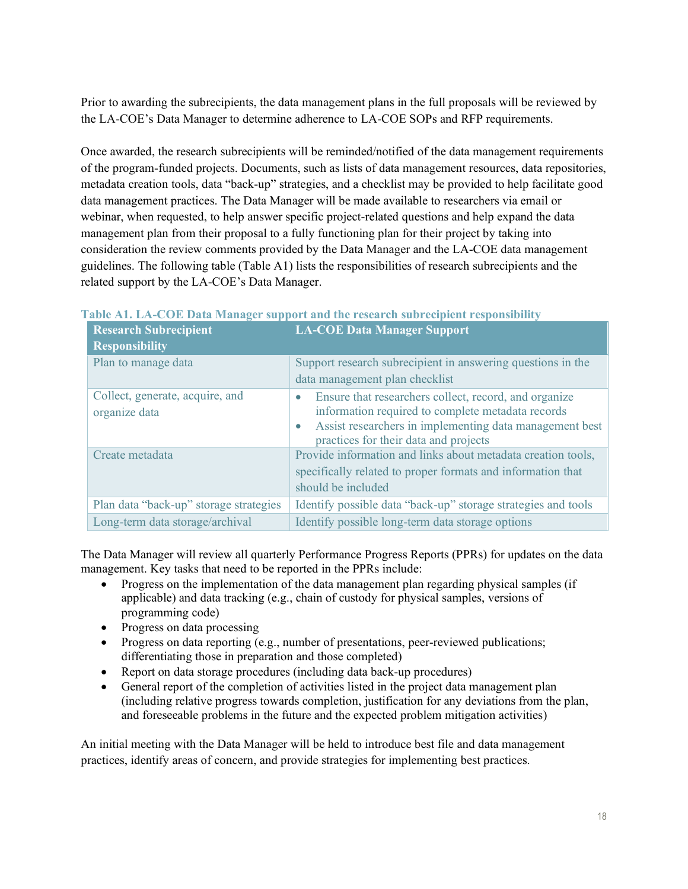Prior to awarding the subrecipients, the data management plans in the full proposals will be reviewed by the LA-COE's Data Manager to determine adherence to LA-COE SOPs and RFP requirements.

Once awarded, the research subrecipients will be reminded/notified of the data management requirements of the program-funded projects. Documents, such as lists of data management resources, data repositories, metadata creation tools, data "back-up" strategies, and a checklist may be provided to help facilitate good data management practices. The Data Manager will be made available to researchers via email or webinar, when requested, to help answer specific project-related questions and help expand the data management plan from their proposal to a fully functioning plan for their project by taking into consideration the review comments provided by the Data Manager and the LA-COE data management guidelines. The following table (Table A1) lists the responsibilities of research subrecipients and the related support by the LA-COE's Data Manager.

**Table A1. LA-COE Data Manager support and the research subrecipient responsibility**

| Research Subrecipient Responsibility | LA-COE Data Manager Support |
|---|---|
| Plan to manage data | Support research subrecipient in answering questions in the data management plan checklist |
| Collect, generate, acquire, and organize data | • Ensure that researchers collect, record, and organize information required to complete metadata records<br>• Assist researchers in implementing data management best practices for their data and projects |
| Create metadata | Provide information and links about metadata creation tools, specifically related to proper formats and information that should be included |
| Plan data "back-up" storage strategies | Identify possible data "back-up" storage strategies and tools |
| Long-term data storage/archival | Identify possible long-term data storage options |

The Data Manager will review all quarterly Performance Progress Reports (PPRs) for updates on the data management. Key tasks that need to be reported in the PPRs include:

- Progress on the implementation of the data management plan regarding physical samples (if applicable) and data tracking (e.g., chain of custody for physical samples, versions of programming code)
- Progress on data processing
- Progress on data reporting (e.g., number of presentations, peer-reviewed publications; differentiating those in preparation and those completed)
- Report on data storage procedures (including data back-up procedures)
- General report of the completion of activities listed in the project data management plan (including relative progress towards completion, justification for any deviations from the plan, and foreseeable problems in the future and the expected problem mitigation activities)

An initial meeting with the Data Manager will be held to introduce best file and data management practices, identify areas of concern, and provide strategies for implementing best practices.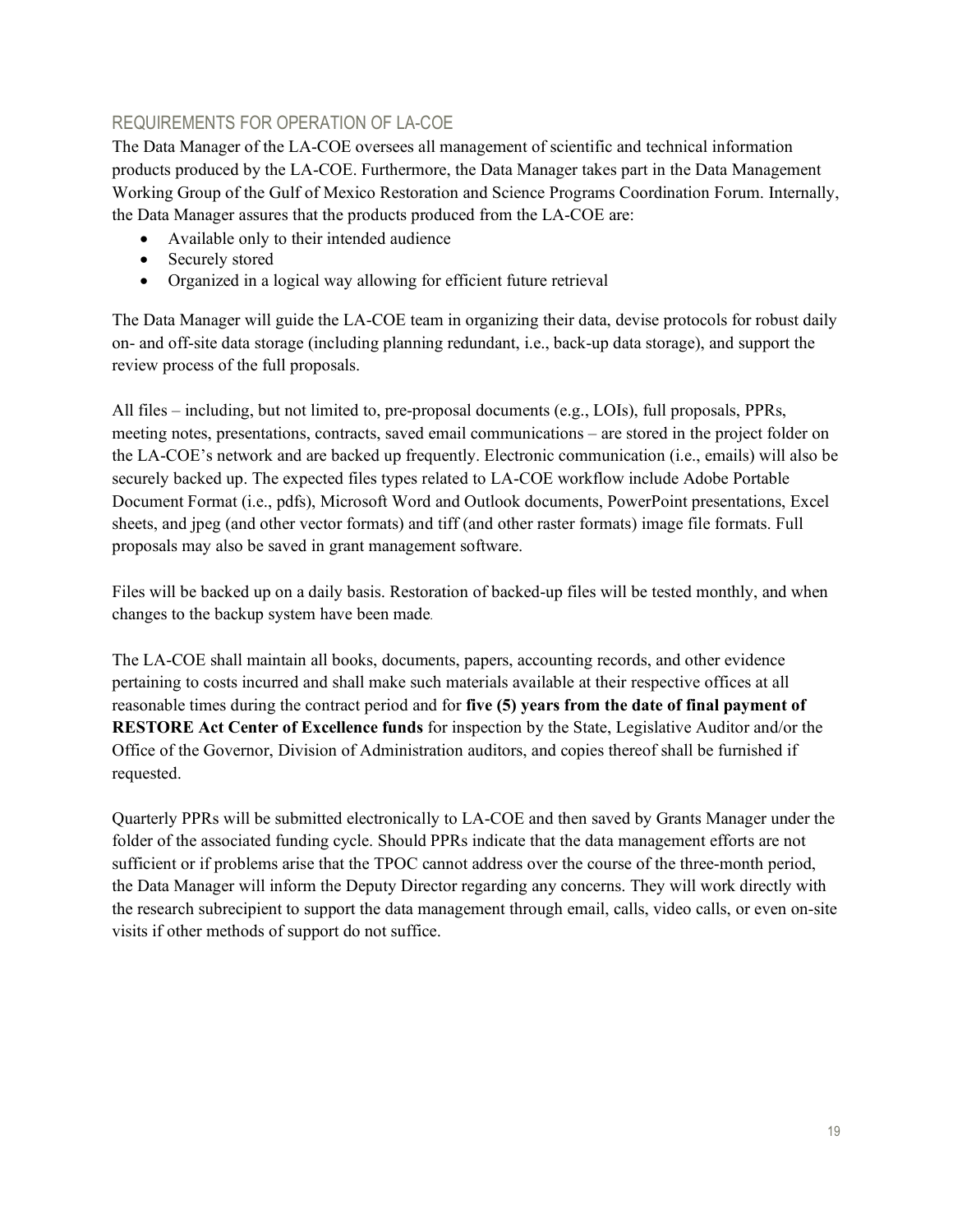## REQUIREMENTS FOR OPERATION OF LA-COE

The Data Manager of the LA-COE oversees all management of scientific and technical information products produced by the LA-COE. Furthermore, the Data Manager takes part in the Data Management Working Group of the Gulf of Mexico Restoration and Science Programs Coordination Forum. Internally, the Data Manager assures that the products produced from the LA-COE are:

- Available only to their intended audience
- Securely stored
- Organized in a logical way allowing for efficient future retrieval

The Data Manager will guide the LA-COE team in organizing their data, devise protocols for robust daily on- and off-site data storage (including planning redundant, i.e., back-up data storage), and support the review process of the full proposals.

All files – including, but not limited to, pre-proposal documents (e.g., LOIs), full proposals, PPRs, meeting notes, presentations, contracts, saved email communications – are stored in the project folder on the LA-COE's network and are backed up frequently. Electronic communication (i.e., emails) will also be securely backed up. The expected files types related to LA-COE workflow include Adobe Portable Document Format (i.e., pdfs), Microsoft Word and Outlook documents, PowerPoint presentations, Excel sheets, and jpeg (and other vector formats) and tiff (and other raster formats) image file formats. Full proposals may also be saved in grant management software.

Files will be backed up on a daily basis. Restoration of backed-up files will be tested monthly, and when changes to the backup system have been made.

The LA-COE shall maintain all books, documents, papers, accounting records, and other evidence pertaining to costs incurred and shall make such materials available at their respective offices at all reasonable times during the contract period and for **five (5) years from the date of final payment of RESTORE Act Center of Excellence funds** for inspection by the State, Legislative Auditor and/or the Office of the Governor, Division of Administration auditors, and copies thereof shall be furnished if requested.

Quarterly PPRs will be submitted electronically to LA-COE and then saved by Grants Manager under the folder of the associated funding cycle. Should PPRs indicate that the data management efforts are not sufficient or if problems arise that the TPOC cannot address over the course of the three-month period, the Data Manager will inform the Deputy Director regarding any concerns. They will work directly with the research subrecipient to support the data management through email, calls, video calls, or even on-site visits if other methods of support do not suffice.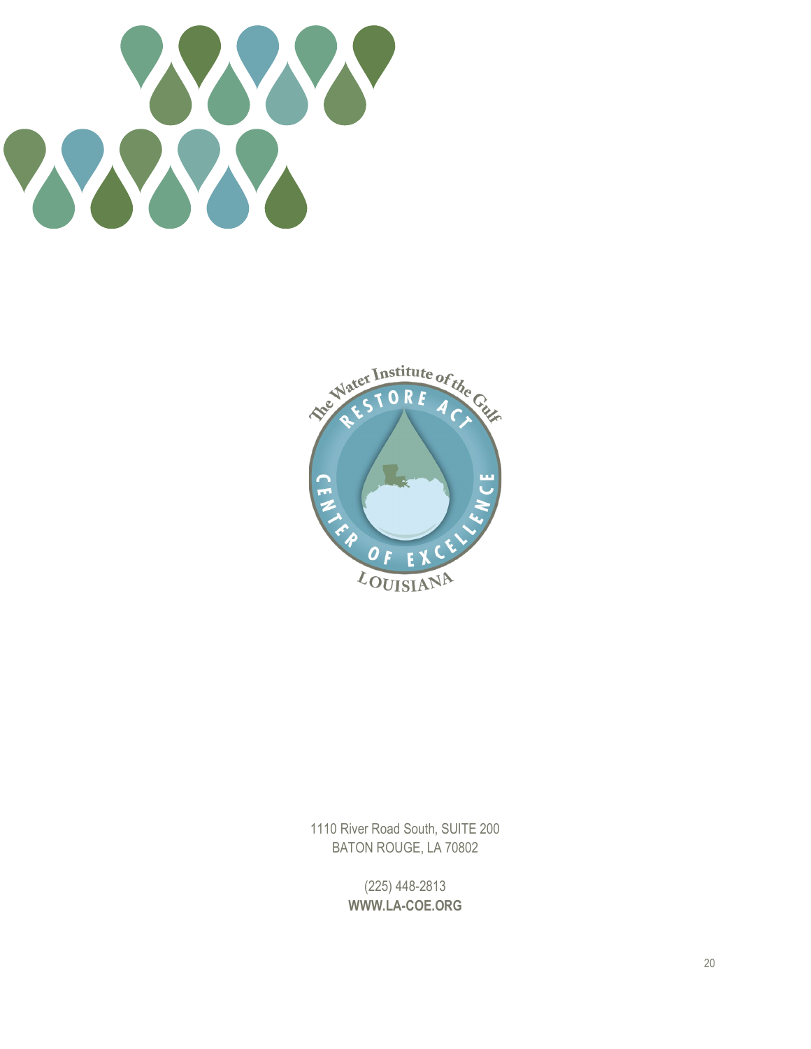1110 River Road South, SUITE 200
BATON ROUGE, LA 70802

(225) 448-2813
**WWW.LA-COE.ORG**